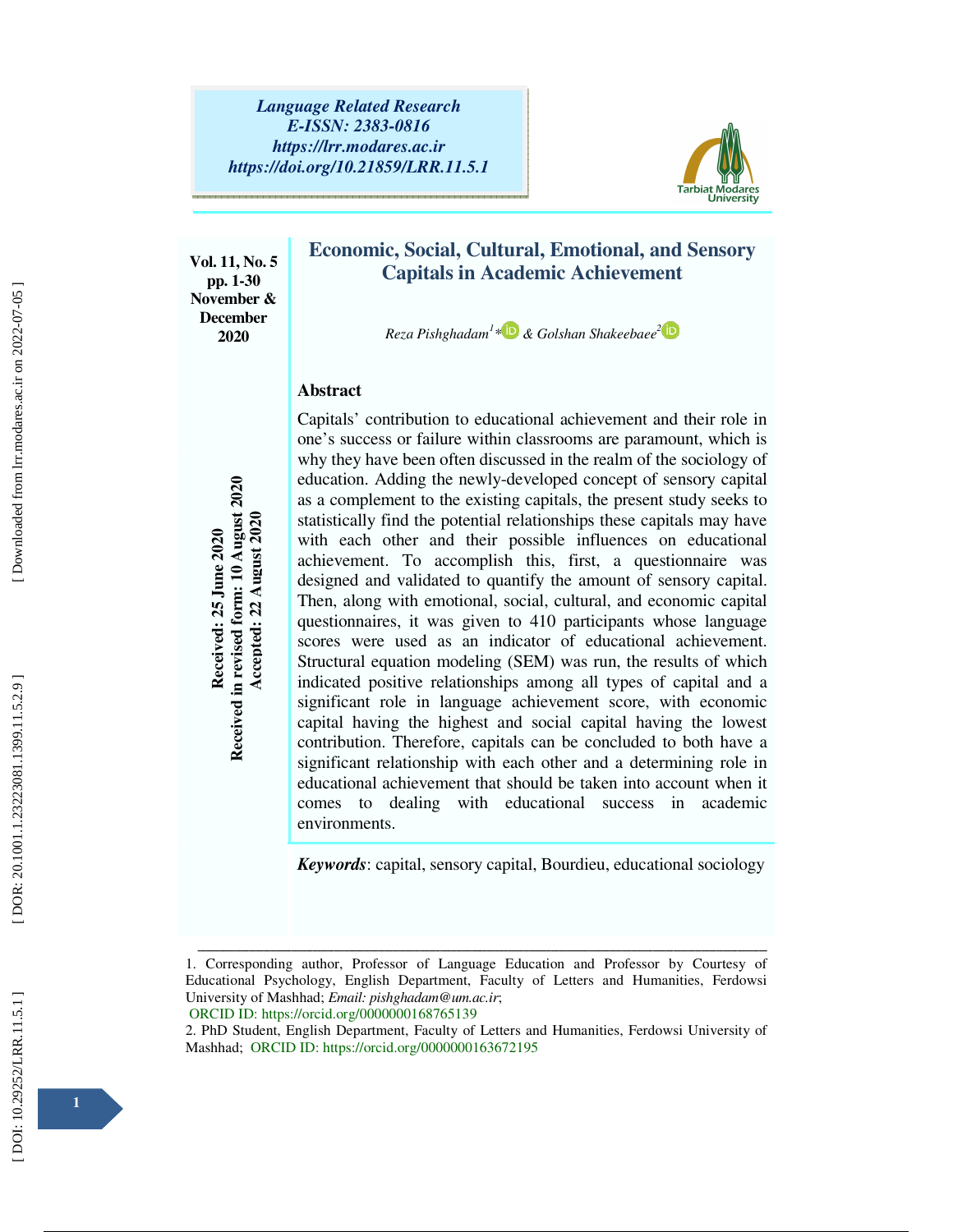Language Related Research
E-ISSN: 2383-0816
https://lrr.modares.ac.ir
https://doi.org/10.21859/LRR.11.5.1

Vol. 11, No. 5
pp. 1-30
November & December 2020

Received: 25 June 2020
Received in revised form: 10 August 2020
Accepted: 22 August 2020

# Economic, Social, Cultural, Emotional, and Sensory Capitals in Academic Achievement

*Reza Pishghadam[1]* & Golshan Shakeebaee[2]*

## Abstract

Capitals' contribution to educational achievement and their role in one's success or failure within classrooms are paramount, which is why they have been often discussed in the realm of the sociology of education. Adding the newly-developed concept of sensory capital as a complement to the existing capitals, the present study seeks to statistically find the potential relationships these capitals may have with each other and their possible influences on educational achievement. To accomplish this, first, a questionnaire was designed and validated to quantify the amount of sensory capital. Then, along with emotional, social, cultural, and economic capital questionnaires, it was given to 410 participants whose language scores were used as an indicator of educational achievement. Structural equation modeling (SEM) was run, the results of which indicated positive relationships among all types of capital and a significant role in language achievement score, with economic capital having the highest and social capital having the lowest contribution. Therefore, capitals can be concluded to both have a significant relationship with each other and a determining role in educational achievement that should be taken into account when it comes to dealing with educational success in academic environments.

***Keywords***: capital, sensory capital, Bourdieu, educational sociology

---

1. Corresponding author, Professor of Language Education and Professor by Courtesy of Educational Psychology, English Department, Faculty of Letters and Humanities, Ferdowsi University of Mashhad; *Email: pishghadam@um.ac.ir*;
ORCID ID: https://orcid.org/0000000168765139

2. PhD Student, English Department, Faculty of Letters and Humanities, Ferdowsi University of Mashhad; ORCID ID: https://orcid.org/0000000163672195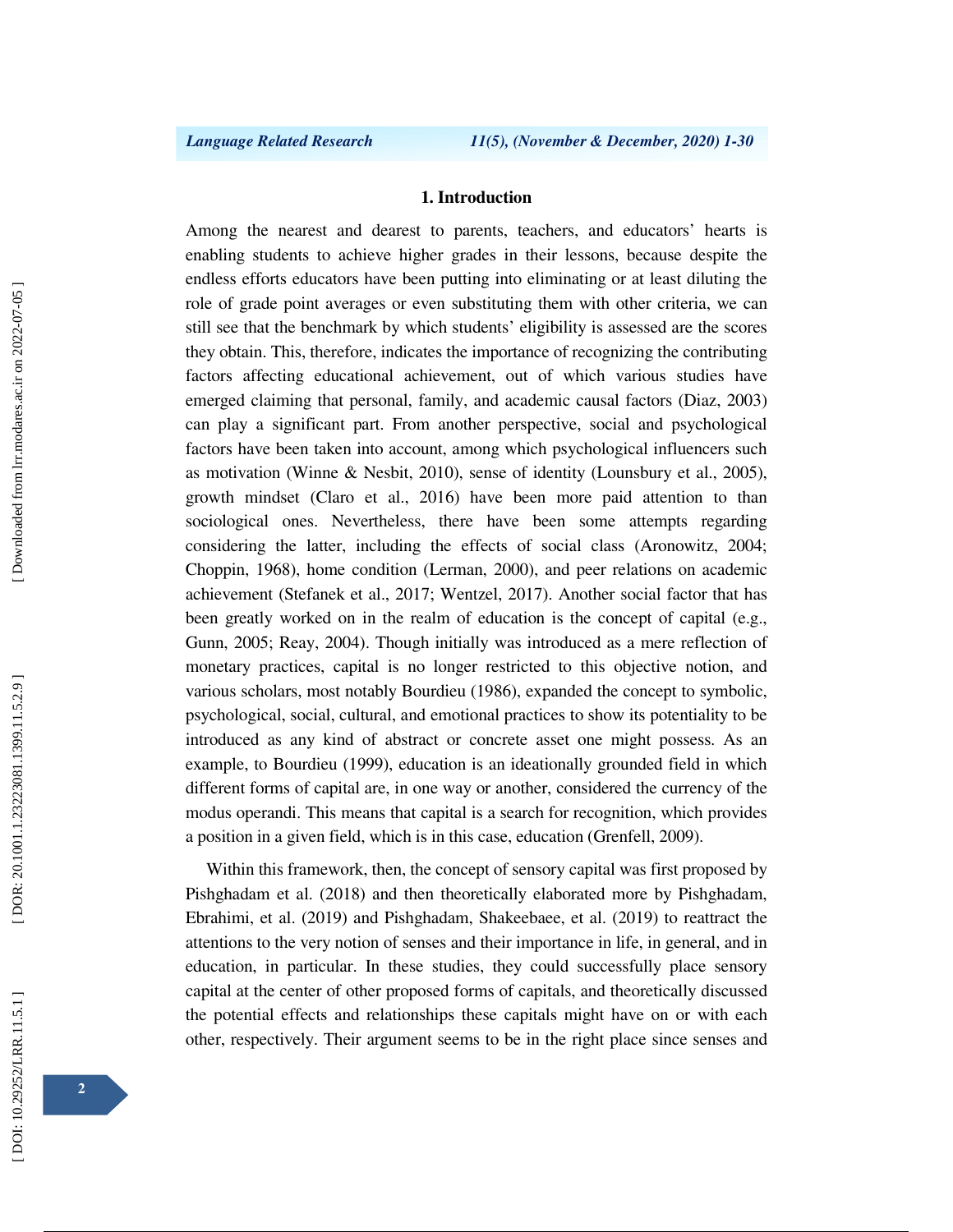## 1. Introduction

Among the nearest and dearest to parents, teachers, and educators' hearts is enabling students to achieve higher grades in their lessons, because despite the endless efforts educators have been putting into eliminating or at least diluting the role of grade point averages or even substituting them with other criteria, we can still see that the benchmark by which students' eligibility is assessed are the scores they obtain. This, therefore, indicates the importance of recognizing the contributing factors affecting educational achievement, out of which various studies have emerged claiming that personal, family, and academic causal factors (Diaz, 2003) can play a significant part. From another perspective, social and psychological factors have been taken into account, among which psychological influencers such as motivation (Winne & Nesbit, 2010), sense of identity (Lounsbury et al., 2005), growth mindset (Claro et al., 2016) have been more paid attention to than sociological ones. Nevertheless, there have been some attempts regarding considering the latter, including the effects of social class (Aronowitz, 2004; Choppin, 1968), home condition (Lerman, 2000), and peer relations on academic achievement (Stefanek et al., 2017; Wentzel, 2017). Another social factor that has been greatly worked on in the realm of education is the concept of capital (e.g., Gunn, 2005; Reay, 2004). Though initially was introduced as a mere reflection of monetary practices, capital is no longer restricted to this objective notion, and various scholars, most notably Bourdieu (1986), expanded the concept to symbolic, psychological, social, cultural, and emotional practices to show its potentiality to be introduced as any kind of abstract or concrete asset one might possess. As an example, to Bourdieu (1999), education is an ideationally grounded field in which different forms of capital are, in one way or another, considered the currency of the modus operandi. This means that capital is a search for recognition, which provides a position in a given field, which is in this case, education (Grenfell, 2009).

Within this framework, then, the concept of sensory capital was first proposed by Pishghadam et al. (2018) and then theoretically elaborated more by Pishghadam, Ebrahimi, et al. (2019) and Pishghadam, Shakeebaee, et al. (2019) to reattract the attentions to the very notion of senses and their importance in life, in general, and in education, in particular. In these studies, they could successfully place sensory capital at the center of other proposed forms of capitals, and theoretically discussed the potential effects and relationships these capitals might have on or with each other, respectively. Their argument seems to be in the right place since senses and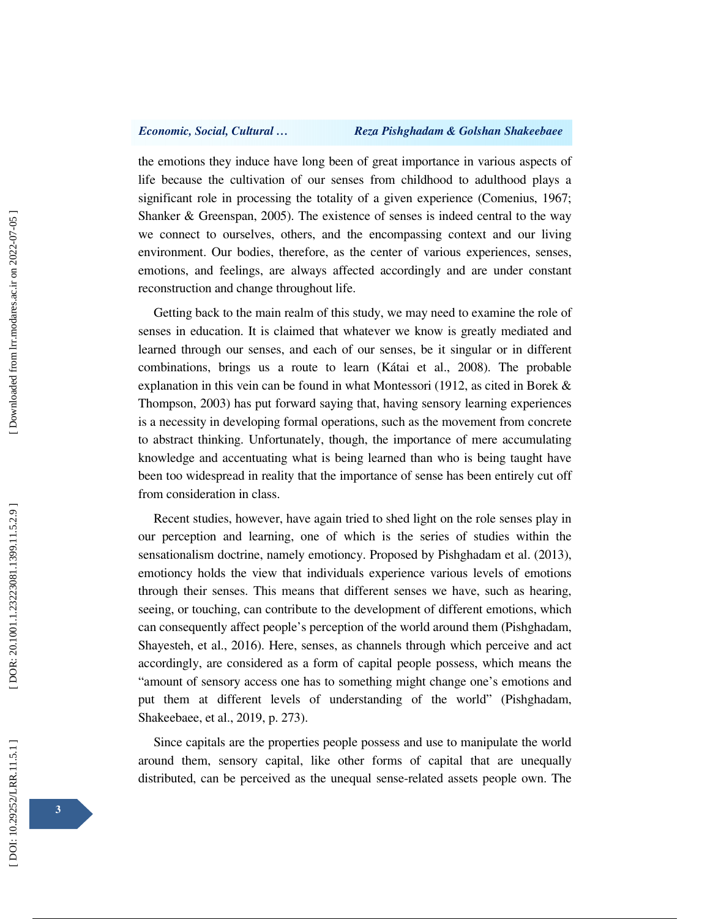the emotions they induce have long been of great importance in various aspects of life because the cultivation of our senses from childhood to adulthood plays a significant role in processing the totality of a given experience (Comenius, 1967; Shanker & Greenspan, 2005). The existence of senses is indeed central to the way we connect to ourselves, others, and the encompassing context and our living environment. Our bodies, therefore, as the center of various experiences, senses, emotions, and feelings, are always affected accordingly and are under constant reconstruction and change throughout life.

Getting back to the main realm of this study, we may need to examine the role of senses in education. It is claimed that whatever we know is greatly mediated and learned through our senses, and each of our senses, be it singular or in different combinations, brings us a route to learn (Kátai et al., 2008). The probable explanation in this vein can be found in what Montessori (1912, as cited in Borek & Thompson, 2003) has put forward saying that, having sensory learning experiences is a necessity in developing formal operations, such as the movement from concrete to abstract thinking. Unfortunately, though, the importance of mere accumulating knowledge and accentuating what is being learned than who is being taught have been too widespread in reality that the importance of sense has been entirely cut off from consideration in class.

Recent studies, however, have again tried to shed light on the role senses play in our perception and learning, one of which is the series of studies within the sensationalism doctrine, namely emotioncy. Proposed by Pishghadam et al. (2013), emotioncy holds the view that individuals experience various levels of emotions through their senses. This means that different senses we have, such as hearing, seeing, or touching, can contribute to the development of different emotions, which can consequently affect people's perception of the world around them (Pishghadam, Shayesteh, et al., 2016). Here, senses, as channels through which perceive and act accordingly, are considered as a form of capital people possess, which means the "amount of sensory access one has to something might change one's emotions and put them at different levels of understanding of the world" (Pishghadam, Shakeebaee, et al., 2019, p. 273).

Since capitals are the properties people possess and use to manipulate the world around them, sensory capital, like other forms of capital that are unequally distributed, can be perceived as the unequal sense-related assets people own. The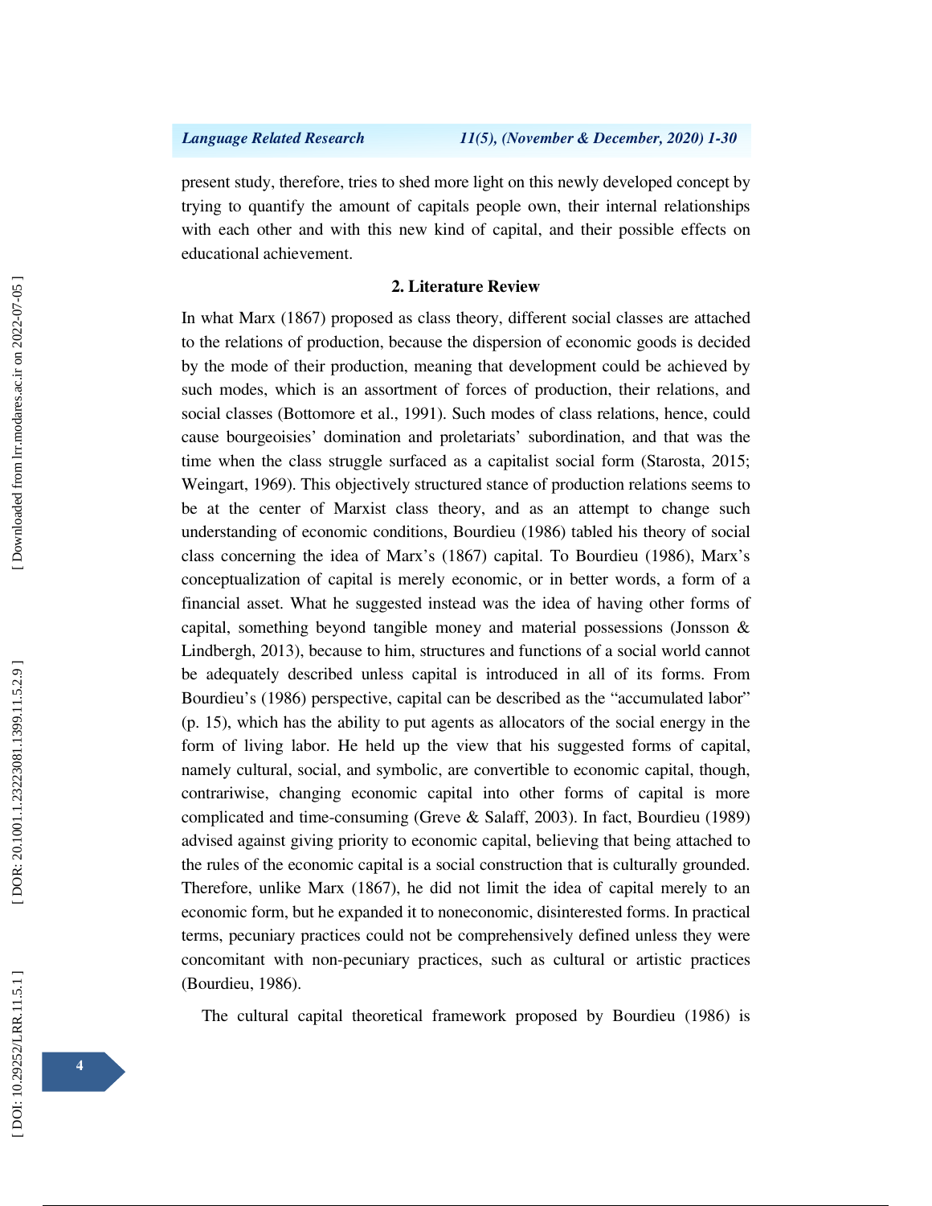present study, therefore, tries to shed more light on this newly developed concept by trying to quantify the amount of capitals people own, their internal relationships with each other and with this new kind of capital, and their possible effects on educational achievement.

## 2. Literature Review

In what Marx (1867) proposed as class theory, different social classes are attached to the relations of production, because the dispersion of economic goods is decided by the mode of their production, meaning that development could be achieved by such modes, which is an assortment of forces of production, their relations, and social classes (Bottomore et al., 1991). Such modes of class relations, hence, could cause bourgeoisies' domination and proletariats' subordination, and that was the time when the class struggle surfaced as a capitalist social form (Starosta, 2015; Weingart, 1969). This objectively structured stance of production relations seems to be at the center of Marxist class theory, and as an attempt to change such understanding of economic conditions, Bourdieu (1986) tabled his theory of social class concerning the idea of Marx's (1867) capital. To Bourdieu (1986), Marx's conceptualization of capital is merely economic, or in better words, a form of a financial asset. What he suggested instead was the idea of having other forms of capital, something beyond tangible money and material possessions (Jonsson & Lindbergh, 2013), because to him, structures and functions of a social world cannot be adequately described unless capital is introduced in all of its forms. From Bourdieu's (1986) perspective, capital can be described as the "accumulated labor" (p. 15), which has the ability to put agents as allocators of the social energy in the form of living labor. He held up the view that his suggested forms of capital, namely cultural, social, and symbolic, are convertible to economic capital, though, contrariwise, changing economic capital into other forms of capital is more complicated and time-consuming (Greve & Salaff, 2003). In fact, Bourdieu (1989) advised against giving priority to economic capital, believing that being attached to the rules of the economic capital is a social construction that is culturally grounded. Therefore, unlike Marx (1867), he did not limit the idea of capital merely to an economic form, but he expanded it to noneconomic, disinterested forms. In practical terms, pecuniary practices could not be comprehensively defined unless they were concomitant with non-pecuniary practices, such as cultural or artistic practices (Bourdieu, 1986).

The cultural capital theoretical framework proposed by Bourdieu (1986) is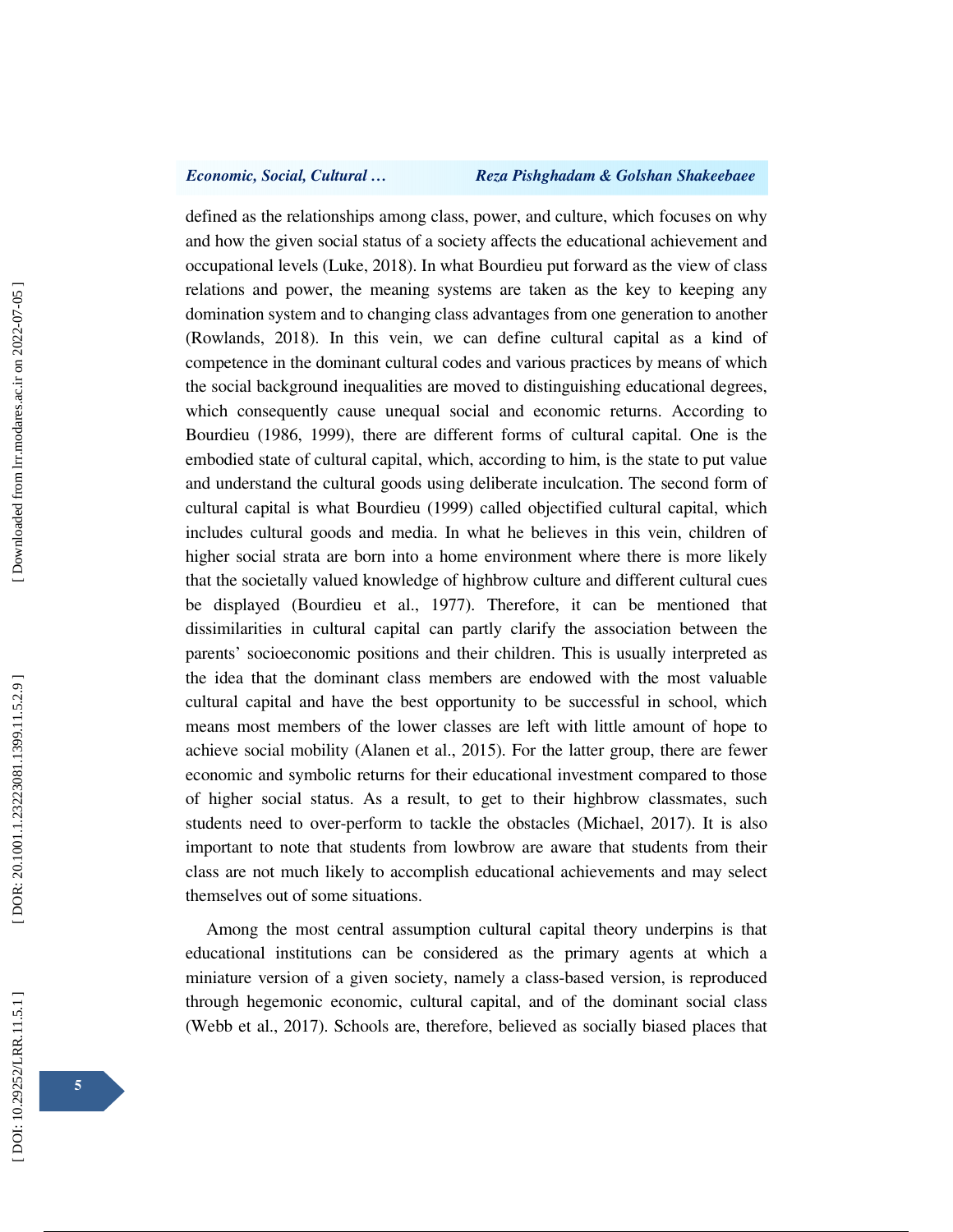defined as the relationships among class, power, and culture, which focuses on why and how the given social status of a society affects the educational achievement and occupational levels (Luke, 2018). In what Bourdieu put forward as the view of class relations and power, the meaning systems are taken as the key to keeping any domination system and to changing class advantages from one generation to another (Rowlands, 2018). In this vein, we can define cultural capital as a kind of competence in the dominant cultural codes and various practices by means of which the social background inequalities are moved to distinguishing educational degrees, which consequently cause unequal social and economic returns. According to Bourdieu (1986, 1999), there are different forms of cultural capital. One is the embodied state of cultural capital, which, according to him, is the state to put value and understand the cultural goods using deliberate inculcation. The second form of cultural capital is what Bourdieu (1999) called objectified cultural capital, which includes cultural goods and media. In what he believes in this vein, children of higher social strata are born into a home environment where there is more likely that the societally valued knowledge of highbrow culture and different cultural cues be displayed (Bourdieu et al., 1977). Therefore, it can be mentioned that dissimilarities in cultural capital can partly clarify the association between the parents' socioeconomic positions and their children. This is usually interpreted as the idea that the dominant class members are endowed with the most valuable cultural capital and have the best opportunity to be successful in school, which means most members of the lower classes are left with little amount of hope to achieve social mobility (Alanen et al., 2015). For the latter group, there are fewer economic and symbolic returns for their educational investment compared to those of higher social status. As a result, to get to their highbrow classmates, such students need to over-perform to tackle the obstacles (Michael, 2017). It is also important to note that students from lowbrow are aware that students from their class are not much likely to accomplish educational achievements and may select themselves out of some situations.

Among the most central assumption cultural capital theory underpins is that educational institutions can be considered as the primary agents at which a miniature version of a given society, namely a class-based version, is reproduced through hegemonic economic, cultural capital, and of the dominant social class (Webb et al., 2017). Schools are, therefore, believed as socially biased places that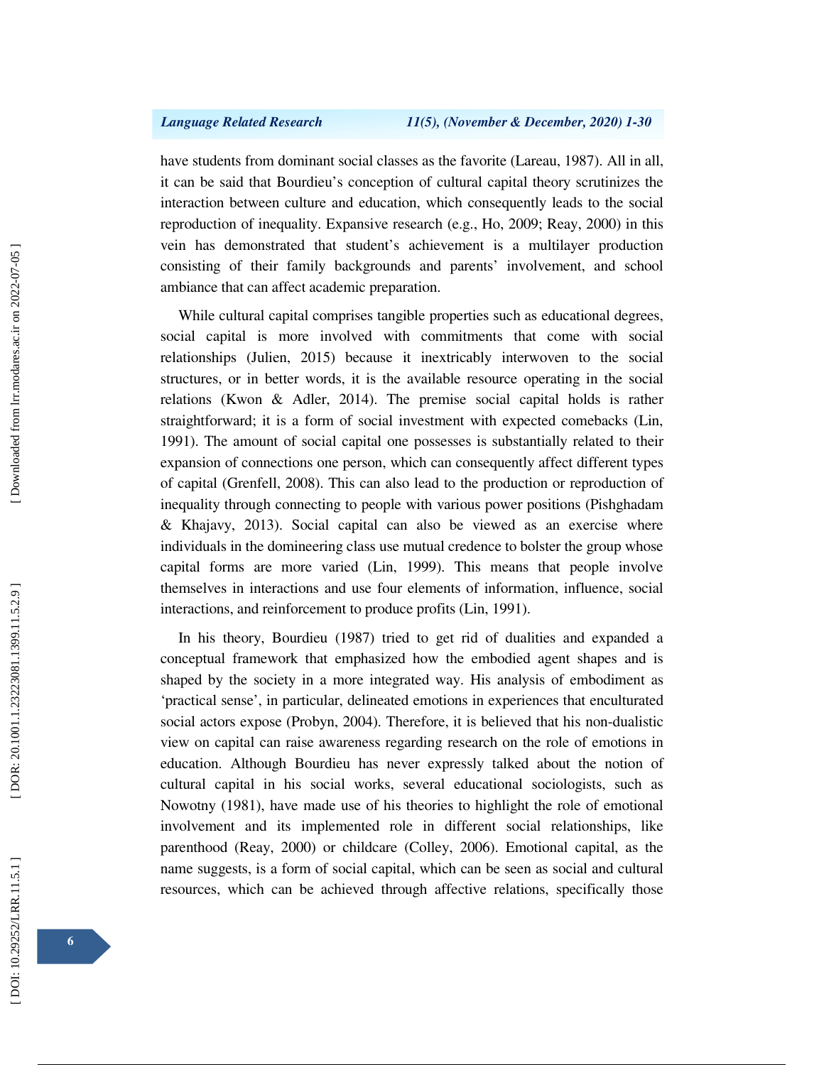have students from dominant social classes as the favorite (Lareau, 1987). All in all, it can be said that Bourdieu's conception of cultural capital theory scrutinizes the interaction between culture and education, which consequently leads to the social reproduction of inequality. Expansive research (e.g., Ho, 2009; Reay, 2000) in this vein has demonstrated that student's achievement is a multilayer production consisting of their family backgrounds and parents' involvement, and school ambiance that can affect academic preparation.

While cultural capital comprises tangible properties such as educational degrees, social capital is more involved with commitments that come with social relationships (Julien, 2015) because it inextricably interwoven to the social structures, or in better words, it is the available resource operating in the social relations (Kwon & Adler, 2014). The premise social capital holds is rather straightforward; it is a form of social investment with expected comebacks (Lin, 1991). The amount of social capital one possesses is substantially related to their expansion of connections one person, which can consequently affect different types of capital (Grenfell, 2008). This can also lead to the production or reproduction of inequality through connecting to people with various power positions (Pishghadam & Khajavy, 2013). Social capital can also be viewed as an exercise where individuals in the domineering class use mutual credence to bolster the group whose capital forms are more varied (Lin, 1999). This means that people involve themselves in interactions and use four elements of information, influence, social interactions, and reinforcement to produce profits (Lin, 1991).

In his theory, Bourdieu (1987) tried to get rid of dualities and expanded a conceptual framework that emphasized how the embodied agent shapes and is shaped by the society in a more integrated way. His analysis of embodiment as 'practical sense', in particular, delineated emotions in experiences that enculturated social actors expose (Probyn, 2004). Therefore, it is believed that his non-dualistic view on capital can raise awareness regarding research on the role of emotions in education. Although Bourdieu has never expressly talked about the notion of cultural capital in his social works, several educational sociologists, such as Nowotny (1981), have made use of his theories to highlight the role of emotional involvement and its implemented role in different social relationships, like parenthood (Reay, 2000) or childcare (Colley, 2006). Emotional capital, as the name suggests, is a form of social capital, which can be seen as social and cultural resources, which can be achieved through affective relations, specifically those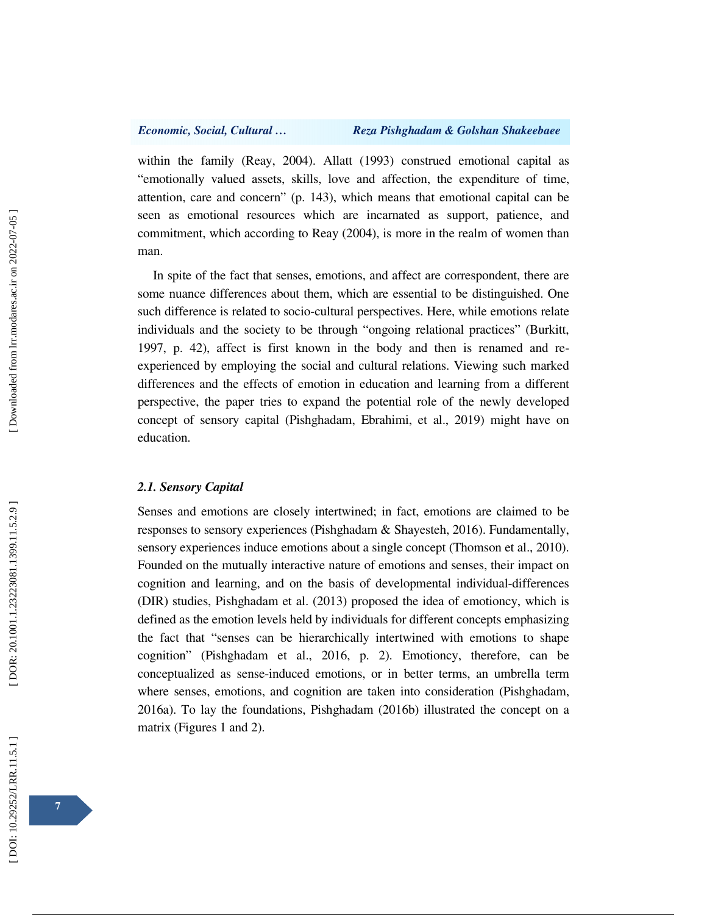within the family (Reay, 2004). Allatt (1993) construed emotional capital as "emotionally valued assets, skills, love and affection, the expenditure of time, attention, care and concern" (p. 143), which means that emotional capital can be seen as emotional resources which are incarnated as support, patience, and commitment, which according to Reay (2004), is more in the realm of women than man.

In spite of the fact that senses, emotions, and affect are correspondent, there are some nuance differences about them, which are essential to be distinguished. One such difference is related to socio-cultural perspectives. Here, while emotions relate individuals and the society to be through "ongoing relational practices" (Burkitt, 1997, p. 42), affect is first known in the body and then is renamed and re-experienced by employing the social and cultural relations. Viewing such marked differences and the effects of emotion in education and learning from a different perspective, the paper tries to expand the potential role of the newly developed concept of sensory capital (Pishghadam, Ebrahimi, et al., 2019) might have on education.

### *2.1. Sensory Capital*

Senses and emotions are closely intertwined; in fact, emotions are claimed to be responses to sensory experiences (Pishghadam & Shayesteh, 2016). Fundamentally, sensory experiences induce emotions about a single concept (Thomson et al., 2010). Founded on the mutually interactive nature of emotions and senses, their impact on cognition and learning, and on the basis of developmental individual-differences (DIR) studies, Pishghadam et al. (2013) proposed the idea of emotioncy, which is defined as the emotion levels held by individuals for different concepts emphasizing the fact that "senses can be hierarchically intertwined with emotions to shape cognition" (Pishghadam et al., 2016, p. 2). Emotioncy, therefore, can be conceptualized as sense-induced emotions, or in better terms, an umbrella term where senses, emotions, and cognition are taken into consideration (Pishghadam, 2016a). To lay the foundations, Pishghadam (2016b) illustrated the concept on a matrix (Figures 1 and 2).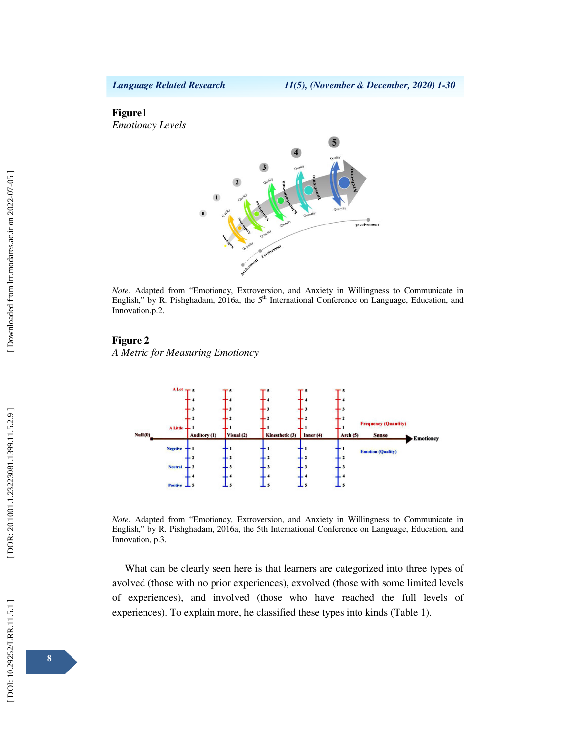**Figure1**
*Emotioncy Levels*

*Note.* Adapted from "Emotioncy, Extroversion, and Anxiety in Willingness to Communicate in English," by R. Pishghadam, 2016a, the 5th International Conference on Language, Education, and Innovation.p.2.

**Figure 2**
*A Metric for Measuring Emotioncy*

*Note*. Adapted from "Emotioncy, Extroversion, and Anxiety in Willingness to Communicate in English," by R. Pishghadam, 2016a, the 5th International Conference on Language, Education, and Innovation, p.3.

What can be clearly seen here is that learners are categorized into three types of avolved (those with no prior experiences), exvolved (those with some limited levels of experiences), and involved (those who have reached the full levels of experiences). To explain more, he classified these types into kinds (Table 1).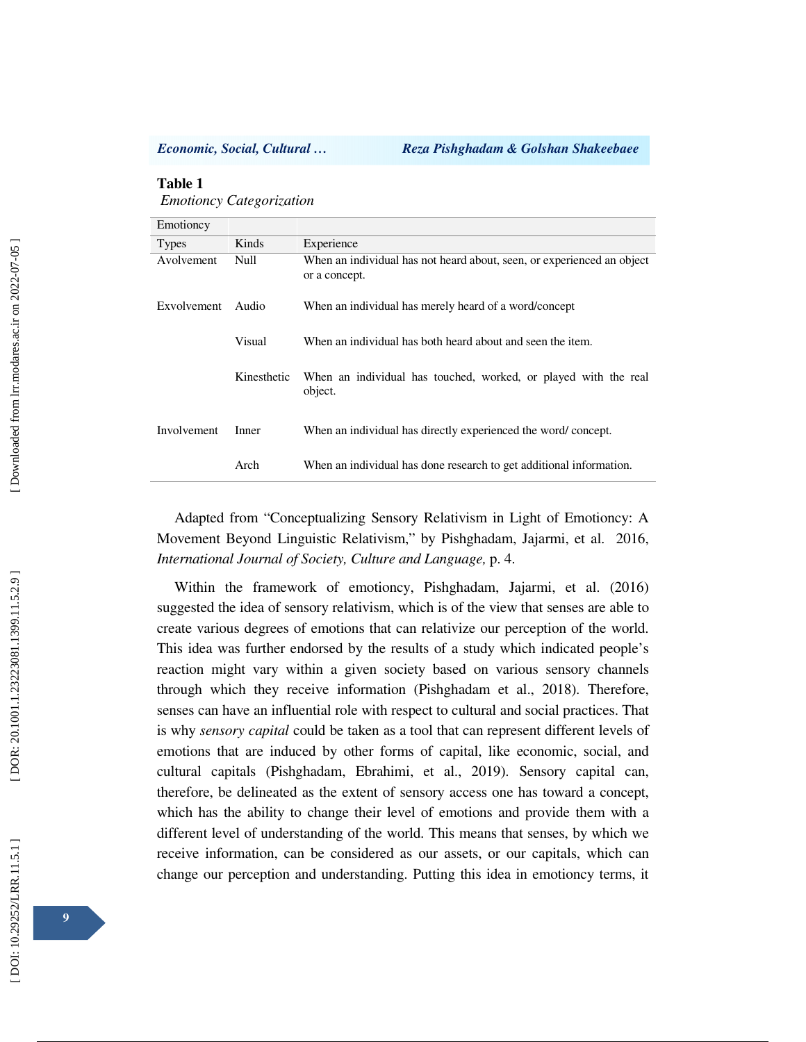**Table 1**

*Emotioncy Categorization*

| Emotioncy | | |
|---|---|---|
| Types | Kinds | Experience |
| Avolvement | Null | When an individual has not heard about, seen, or experienced an object or a concept. |
| Exvolvement | Audio | When an individual has merely heard of a word/concept |
| | Visual | When an individual has both heard about and seen the item. |
| | Kinesthetic | When an individual has touched, worked, or played with the real object. |
| Involvement | Inner | When an individual has directly experienced the word/ concept. |
| | Arch | When an individual has done research to get additional information. |

Adapted from "Conceptualizing Sensory Relativism in Light of Emotioncy: A Movement Beyond Linguistic Relativism," by Pishghadam, Jajarmi, et al. 2016, *International Journal of Society, Culture and Language,* p. 4.

Within the framework of emotioncy, Pishghadam, Jajarmi, et al. (2016) suggested the idea of sensory relativism, which is of the view that senses are able to create various degrees of emotions that can relativize our perception of the world. This idea was further endorsed by the results of a study which indicated people's reaction might vary within a given society based on various sensory channels through which they receive information (Pishghadam et al., 2018). Therefore, senses can have an influential role with respect to cultural and social practices. That is why *sensory capital* could be taken as a tool that can represent different levels of emotions that are induced by other forms of capital, like economic, social, and cultural capitals (Pishghadam, Ebrahimi, et al., 2019). Sensory capital can, therefore, be delineated as the extent of sensory access one has toward a concept, which has the ability to change their level of emotions and provide them with a different level of understanding of the world. This means that senses, by which we receive information, can be considered as our assets, or our capitals, which can change our perception and understanding. Putting this idea in emotioncy terms, it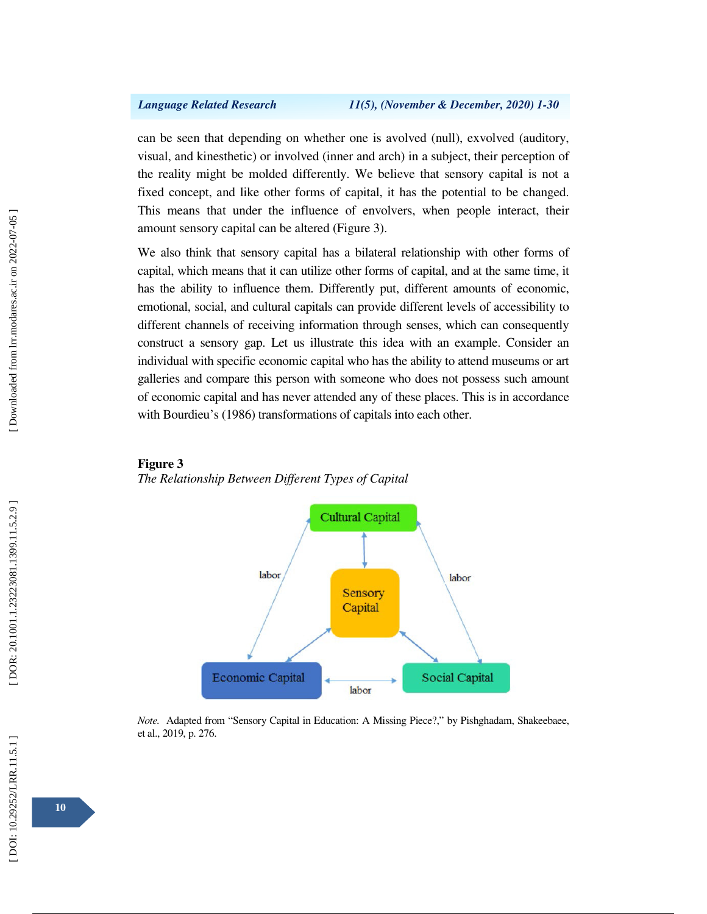can be seen that depending on whether one is avolved (null), exvolved (auditory, visual, and kinesthetic) or involved (inner and arch) in a subject, their perception of the reality might be molded differently. We believe that sensory capital is not a fixed concept, and like other forms of capital, it has the potential to be changed. This means that under the influence of envolvers, when people interact, their amount sensory capital can be altered (Figure 3).

We also think that sensory capital has a bilateral relationship with other forms of capital, which means that it can utilize other forms of capital, and at the same time, it has the ability to influence them. Differently put, different amounts of economic, emotional, social, and cultural capitals can provide different levels of accessibility to different channels of receiving information through senses, which can consequently construct a sensory gap. Let us illustrate this idea with an example. Consider an individual with specific economic capital who has the ability to attend museums or art galleries and compare this person with someone who does not possess such amount of economic capital and has never attended any of these places. This is in accordance with Bourdieu's (1986) transformations of capitals into each other.

**Figure 3**

*The Relationship Between Different Types of Capital*

*Note.* Adapted from "Sensory Capital in Education: A Missing Piece?," by Pishghadam, Shakeebaee, et al., 2019, p. 276.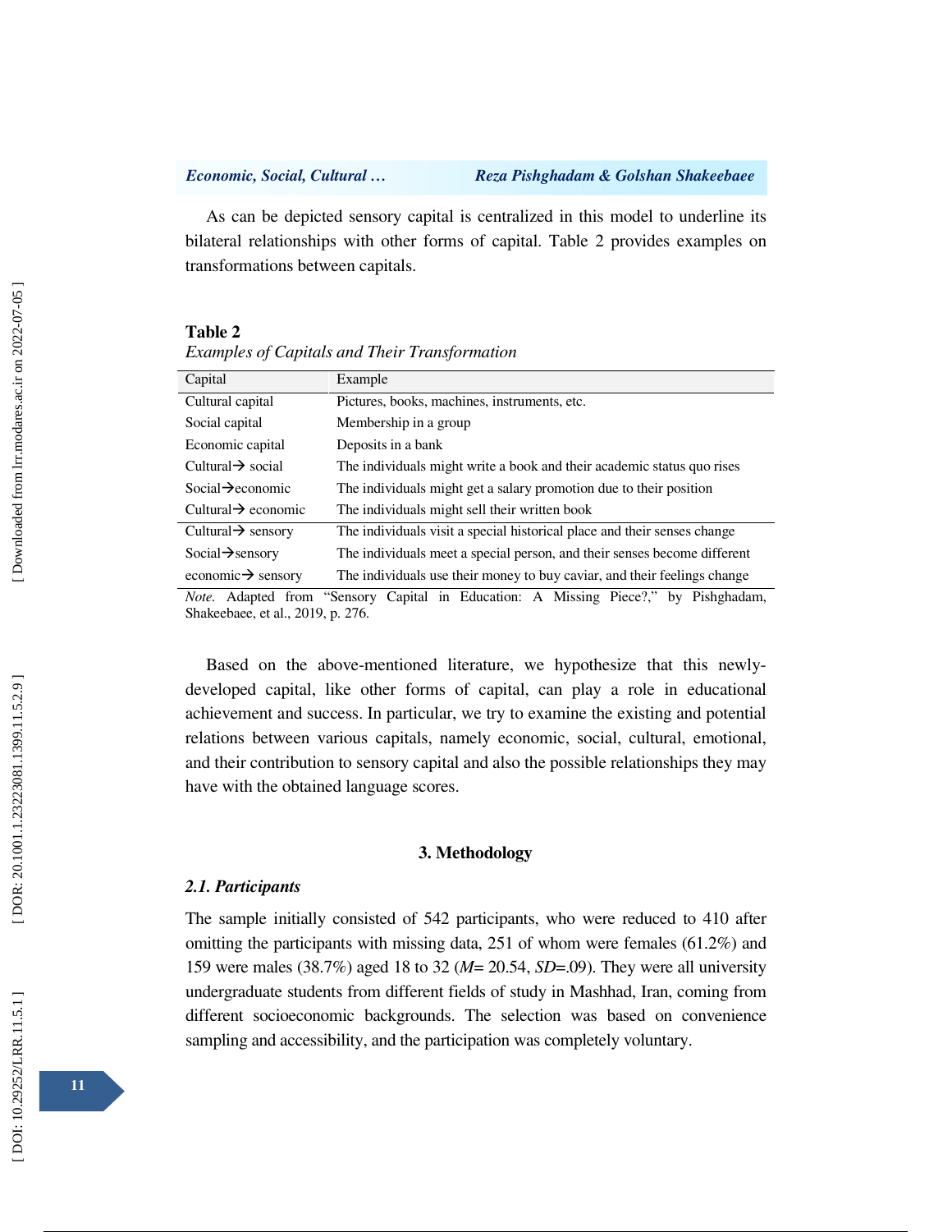As can be depicted sensory capital is centralized in this model to underline its bilateral relationships with other forms of capital. Table 2 provides examples on transformations between capitals.

**Table 2**

*Examples of Capitals and Their Transformation*

| Capital | Example |
|---|---|
| Cultural capital | Pictures, books, machines, instruments, etc. |
| Social capital | Membership in a group |
| Economic capital | Deposits in a bank |
| Cultural→ social | The individuals might write a book and their academic status quo rises |
| Social→economic | The individuals might get a salary promotion due to their position |
| Cultural→ economic | The individuals might sell their written book |
| Cultural→ sensory | The individuals visit a special historical place and their senses change |
| Social→sensory | The individuals meet a special person, and their senses become different |
| economic→ sensory | The individuals use their money to buy caviar, and their feelings change |

*Note.* Adapted from "Sensory Capital in Education: A Missing Piece?," by Pishghadam, Shakeebaee, et al., 2019, p. 276.

Based on the above-mentioned literature, we hypothesize that this newly-developed capital, like other forms of capital, can play a role in educational achievement and success. In particular, we try to examine the existing and potential relations between various capitals, namely economic, social, cultural, emotional, and their contribution to sensory capital and also the possible relationships they may have with the obtained language scores.

## 3. Methodology

### *2.1. Participants*

The sample initially consisted of 542 participants, who were reduced to 410 after omitting the participants with missing data, 251 of whom were females (61.2%) and 159 were males (38.7%) aged 18 to 32 (*M*= 20.54, *SD*=.09). They were all university undergraduate students from different fields of study in Mashhad, Iran, coming from different socioeconomic backgrounds. The selection was based on convenience sampling and accessibility, and the participation was completely voluntary.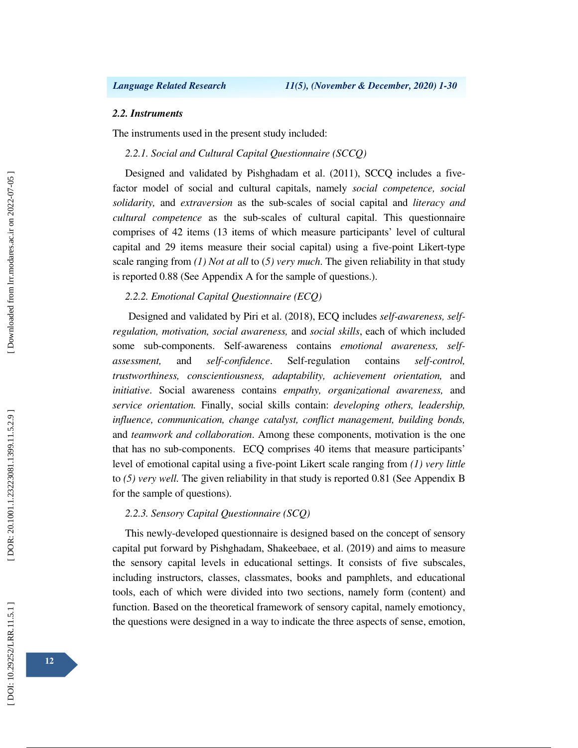### 2.2. Instruments

The instruments used in the present study included:

*2.2.1. Social and Cultural Capital Questionnaire (SCCQ)*

Designed and validated by Pishghadam et al. (2011), SCCQ includes a five-factor model of social and cultural capitals, namely *social competence, social solidarity,* and *extraversion* as the sub-scales of social capital and *literacy and cultural competence* as the sub-scales of cultural capital. This questionnaire comprises of 42 items (13 items of which measure participants' level of cultural capital and 29 items measure their social capital) using a five-point Likert-type scale ranging from *(1) Not at all* to (*5) very much*. The given reliability in that study is reported 0.88 (See Appendix A for the sample of questions.).

*2.2.2. Emotional Capital Questionnaire (ECQ)*

Designed and validated by Piri et al. (2018), ECQ includes *self-awareness, self-regulation, motivation, social awareness,* and *social skills*, each of which included some sub-components. Self-awareness contains *emotional awareness, self-assessment,* and *self-confidence*. Self-regulation contains *self-control, trustworthiness, conscientiousness, adaptability, achievement orientation,* and *initiative*. Social awareness contains *empathy, organizational awareness,* and *service orientation.* Finally, social skills contain: *developing others, leadership, influence, communication, change catalyst, conflict management, building bonds,* and *teamwork and collaboration*. Among these components, motivation is the one that has no sub-components. ECQ comprises 40 items that measure participants' level of emotional capital using a five-point Likert scale ranging from *(1) very little* to *(5) very well.* The given reliability in that study is reported 0.81 (See Appendix B for the sample of questions).

*2.2.3. Sensory Capital Questionnaire (SCQ)*

This newly-developed questionnaire is designed based on the concept of sensory capital put forward by Pishghadam, Shakeebaee, et al. (2019) and aims to measure the sensory capital levels in educational settings. It consists of five subscales, including instructors, classes, classmates, books and pamphlets, and educational tools, each of which were divided into two sections, namely form (content) and function. Based on the theoretical framework of sensory capital, namely emotioncy, the questions were designed in a way to indicate the three aspects of sense, emotion,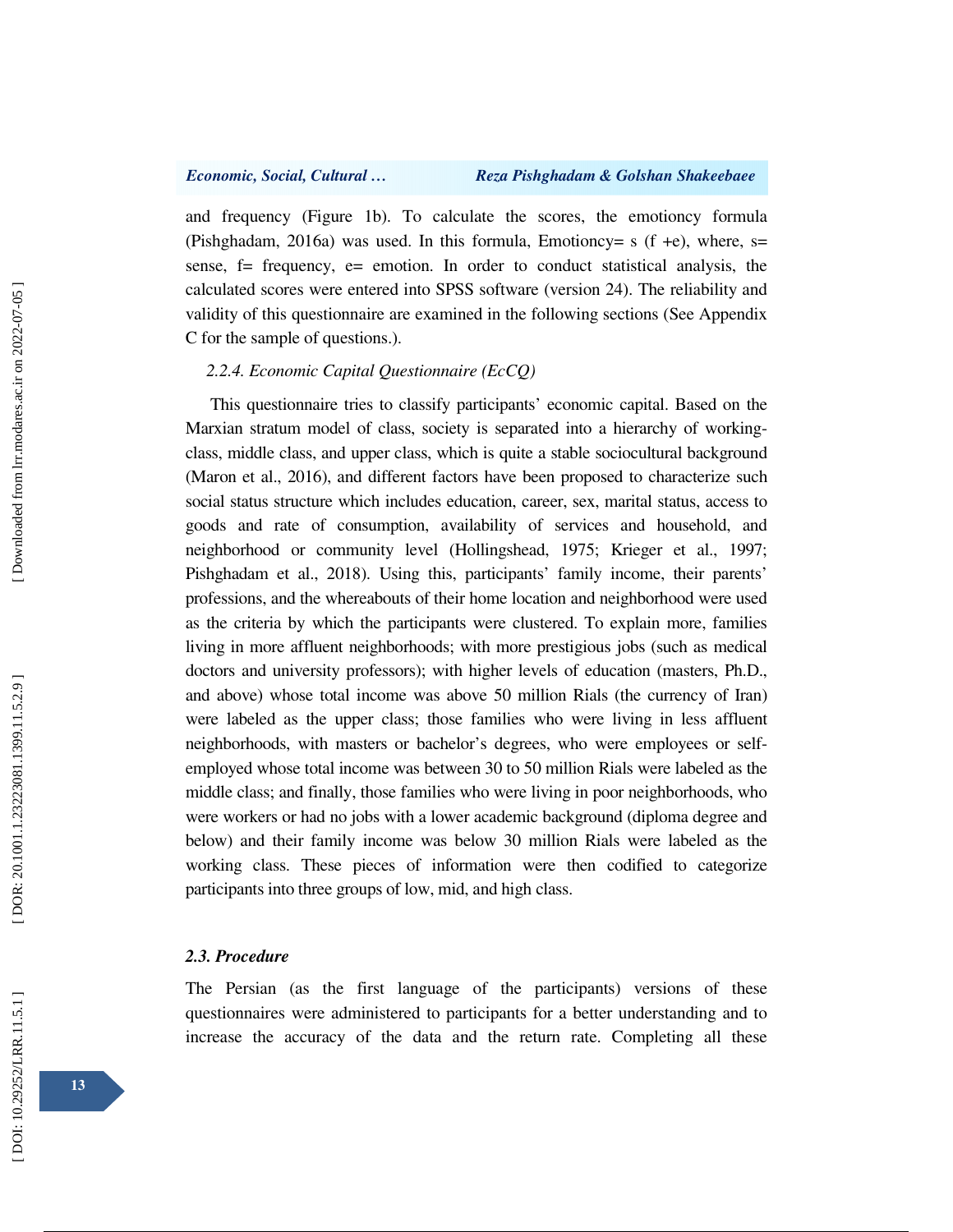and frequency (Figure 1b). To calculate the scores, the emotioncy formula (Pishghadam, 2016a) was used. In this formula, Emotioncy= s (f +e), where, s= sense, f= frequency, e= emotion. In order to conduct statistical analysis, the calculated scores were entered into SPSS software (version 24). The reliability and validity of this questionnaire are examined in the following sections (See Appendix C for the sample of questions.).

### *2.2.4. Economic Capital Questionnaire (EcCQ)*

This questionnaire tries to classify participants' economic capital. Based on the Marxian stratum model of class, society is separated into a hierarchy of working-class, middle class, and upper class, which is quite a stable sociocultural background (Maron et al., 2016), and different factors have been proposed to characterize such social status structure which includes education, career, sex, marital status, access to goods and rate of consumption, availability of services and household, and neighborhood or community level (Hollingshead, 1975; Krieger et al., 1997; Pishghadam et al., 2018). Using this, participants' family income, their parents' professions, and the whereabouts of their home location and neighborhood were used as the criteria by which the participants were clustered. To explain more, families living in more affluent neighborhoods; with more prestigious jobs (such as medical doctors and university professors); with higher levels of education (masters, Ph.D., and above) whose total income was above 50 million Rials (the currency of Iran) were labeled as the upper class; those families who were living in less affluent neighborhoods, with masters or bachelor's degrees, who were employees or self-employed whose total income was between 30 to 50 million Rials were labeled as the middle class; and finally, those families who were living in poor neighborhoods, who were workers or had no jobs with a lower academic background (diploma degree and below) and their family income was below 30 million Rials were labeled as the working class. These pieces of information were then codified to categorize participants into three groups of low, mid, and high class.

## *2.3. Procedure*

The Persian (as the first language of the participants) versions of these questionnaires were administered to participants for a better understanding and to increase the accuracy of the data and the return rate. Completing all these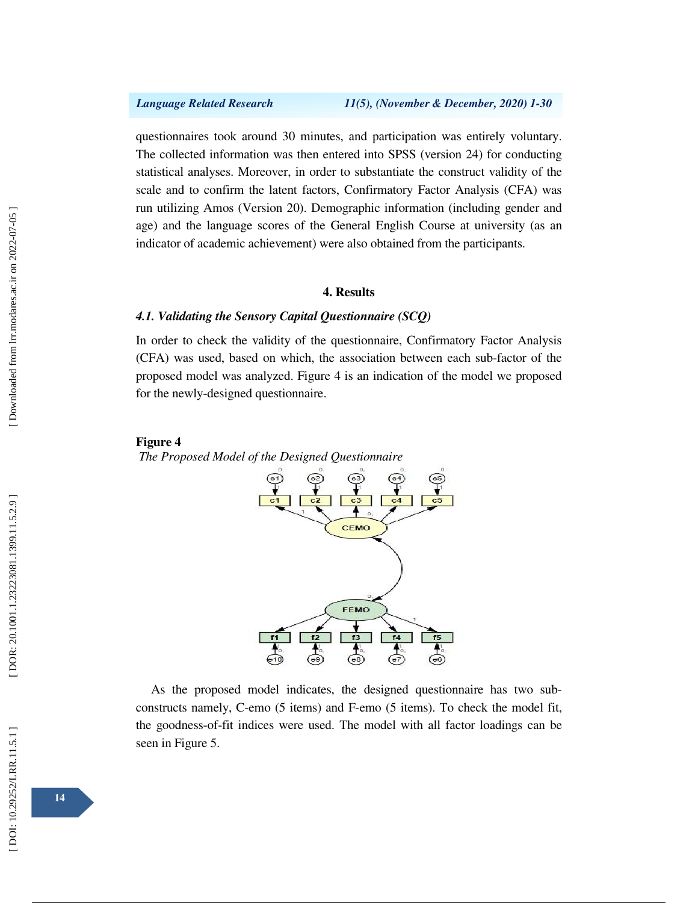questionnaires took around 30 minutes, and participation was entirely voluntary. The collected information was then entered into SPSS (version 24) for conducting statistical analyses. Moreover, in order to substantiate the construct validity of the scale and to confirm the latent factors, Confirmatory Factor Analysis (CFA) was run utilizing Amos (Version 20). Demographic information (including gender and age) and the language scores of the General English Course at university (as an indicator of academic achievement) were also obtained from the participants.

## 4. Results

### *4.1. Validating the Sensory Capital Questionnaire (SCQ)*

In order to check the validity of the questionnaire, Confirmatory Factor Analysis (CFA) was used, based on which, the association between each sub-factor of the proposed model was analyzed. Figure 4 is an indication of the model we proposed for the newly-designed questionnaire.

**Figure 4**

*The Proposed Model of the Designed Questionnaire*

As the proposed model indicates, the designed questionnaire has two sub-constructs namely, C-emo (5 items) and F-emo (5 items). To check the model fit, the goodness-of-fit indices were used. The model with all factor loadings can be seen in Figure 5.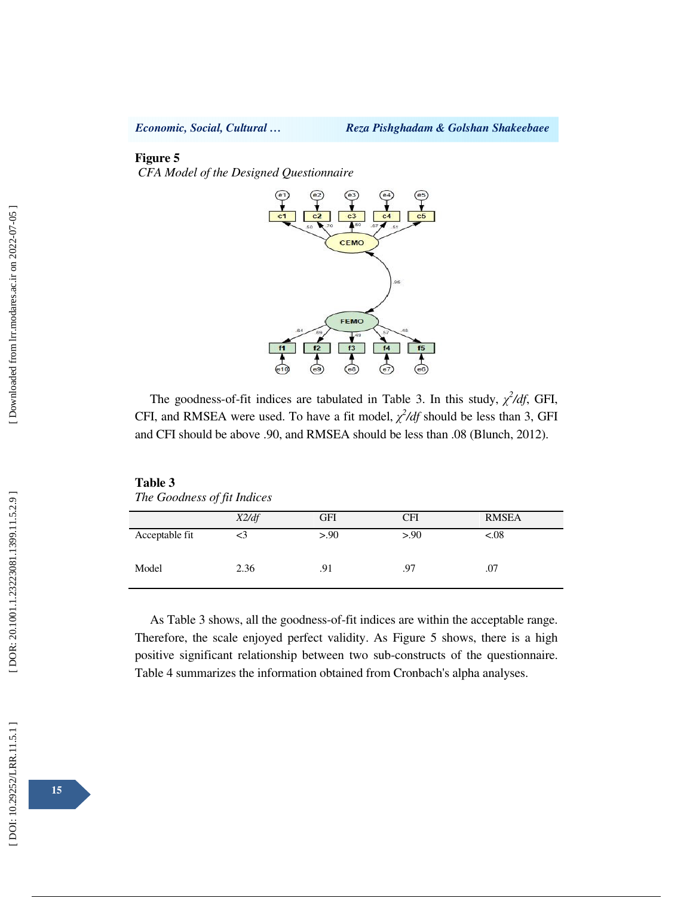**Figure 5**

*CFA Model of the Designed Questionnaire*

The goodness-of-fit indices are tabulated in Table 3. In this study, $\chi^2/df$, GFI, CFI, and RMSEA were used. To have a fit model, $\chi^2/df$ should be less than 3, GFI and CFI should be above .90, and RMSEA should be less than .08 (Blunch, 2012).

**Table 3**

*The Goodness of fit Indices*

| | *X2/df* | GFI | CFI | RMSEA |
|---|---|---|---|---|
| Acceptable fit | <3 | >.90 | >.90 | <.08 |
| Model | 2.36 | .91 | .97 | .07 |

As Table 3 shows, all the goodness-of-fit indices are within the acceptable range. Therefore, the scale enjoyed perfect validity. As Figure 5 shows, there is a high positive significant relationship between two sub-constructs of the questionnaire. Table 4 summarizes the information obtained from Cronbach's alpha analyses.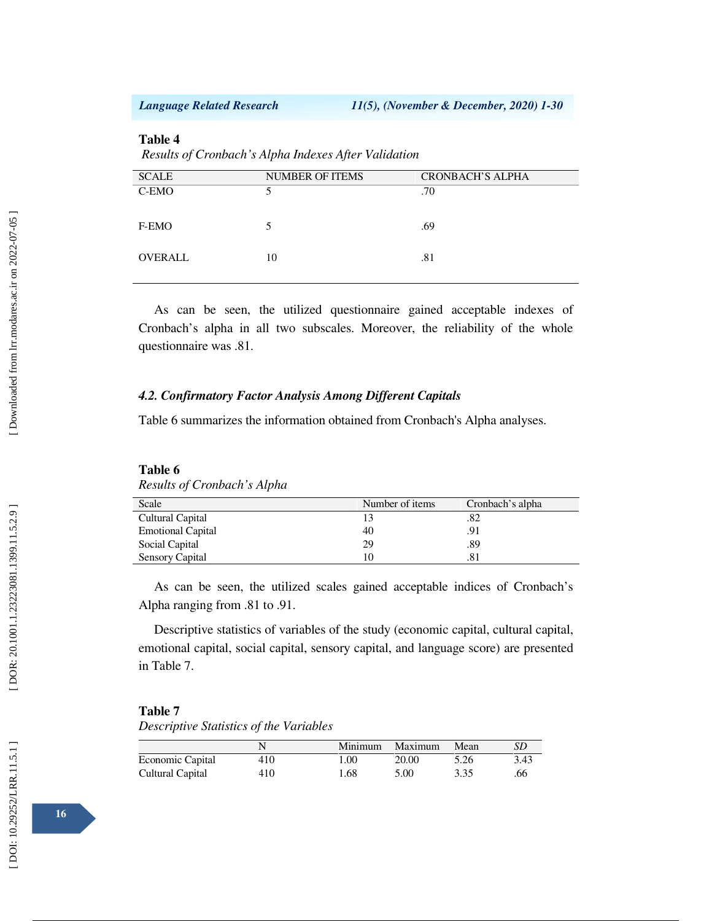**Table 4**

*Results of Cronbach's Alpha Indexes After Validation*

| SCALE | NUMBER OF ITEMS | CRONBACH'S ALPHA |
|---|---|---|
| C-EMO | 5 | .70 |
| F-EMO | 5 | .69 |
| OVERALL | 10 | .81 |

As can be seen, the utilized questionnaire gained acceptable indexes of Cronbach's alpha in all two subscales. Moreover, the reliability of the whole questionnaire was .81.

### *4.2. Confirmatory Factor Analysis Among Different Capitals*

Table 6 summarizes the information obtained from Cronbach's Alpha analyses.

**Table 6**

*Results of Cronbach's Alpha*

| Scale | Number of items | Cronbach's alpha |
|---|---|---|
| Cultural Capital | 13 | .82 |
| Emotional Capital | 40 | .91 |
| Social Capital | 29 | .89 |
| Sensory Capital | 10 | .81 |

As can be seen, the utilized scales gained acceptable indices of Cronbach's Alpha ranging from .81 to .91.

Descriptive statistics of variables of the study (economic capital, cultural capital, emotional capital, social capital, sensory capital, and language score) are presented in Table 7.

**Table 7**

*Descriptive Statistics of the Variables*

| | N | Minimum | Maximum | Mean | *SD* |
|---|---|---|---|---|---|
| Economic Capital | 410 | 1.00 | 20.00 | 5.26 | 3.43 |
| Cultural Capital | 410 | 1.68 | 5.00 | 3.35 | .66 |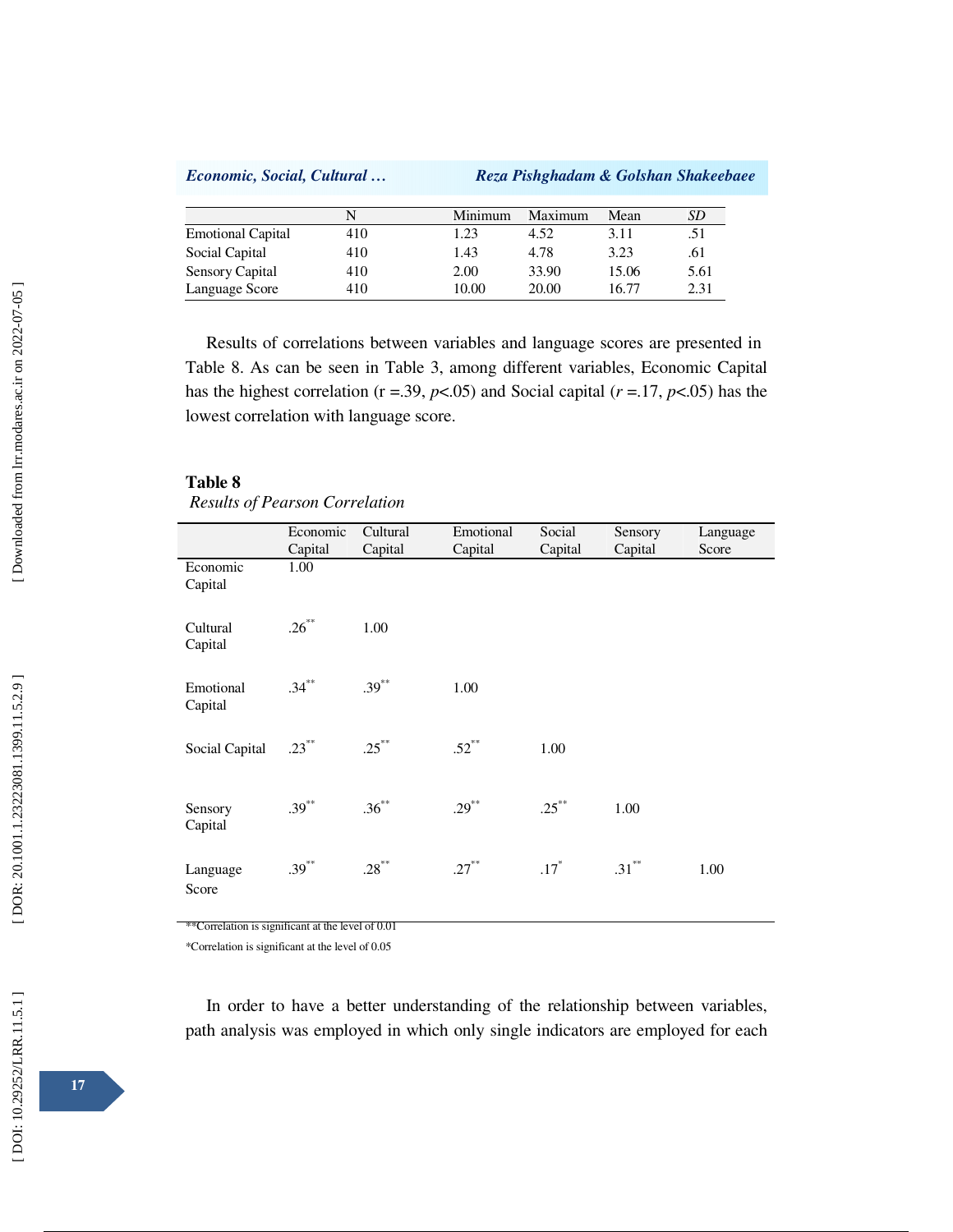| | N | Minimum | Maximum | Mean | *SD* |
|---|---|---|---|---|---|
| Emotional Capital | 410 | 1.23 | 4.52 | 3.11 | .51 |
| Social Capital | 410 | 1.43 | 4.78 | 3.23 | .61 |
| Sensory Capital | 410 | 2.00 | 33.90 | 15.06 | 5.61 |
| Language Score | 410 | 10.00 | 20.00 | 16.77 | 2.31 |

Results of correlations between variables and language scores are presented in Table 8. As can be seen in Table 3, among different variables, Economic Capital has the highest correlation (r =.39, $p$<.05) and Social capital ($r$ =.17, $p$<.05) has the lowest correlation with language score.

**Table 8**

*Results of Pearson Correlation*

| | Economic Capital | Cultural Capital | Emotional Capital | Social Capital | Sensory Capital | Language Score |
|---|---|---|---|---|---|---|
| Economic Capital | 1.00 | | | | | |
| Cultural Capital | .26** | 1.00 | | | | |
| Emotional Capital | .34** | .39** | 1.00 | | | |
| Social Capital | .23** | .25** | .52** | 1.00 | | |
| Sensory Capital | .39** | .36** | .29** | .25** | 1.00 | |
| Language Score | .39** | .28** | .27** | .17* | .31** | 1.00 |

**Correlation is significant at the level of 0.01

*Correlation is significant at the level of 0.05

In order to have a better understanding of the relationship between variables, path analysis was employed in which only single indicators are employed for each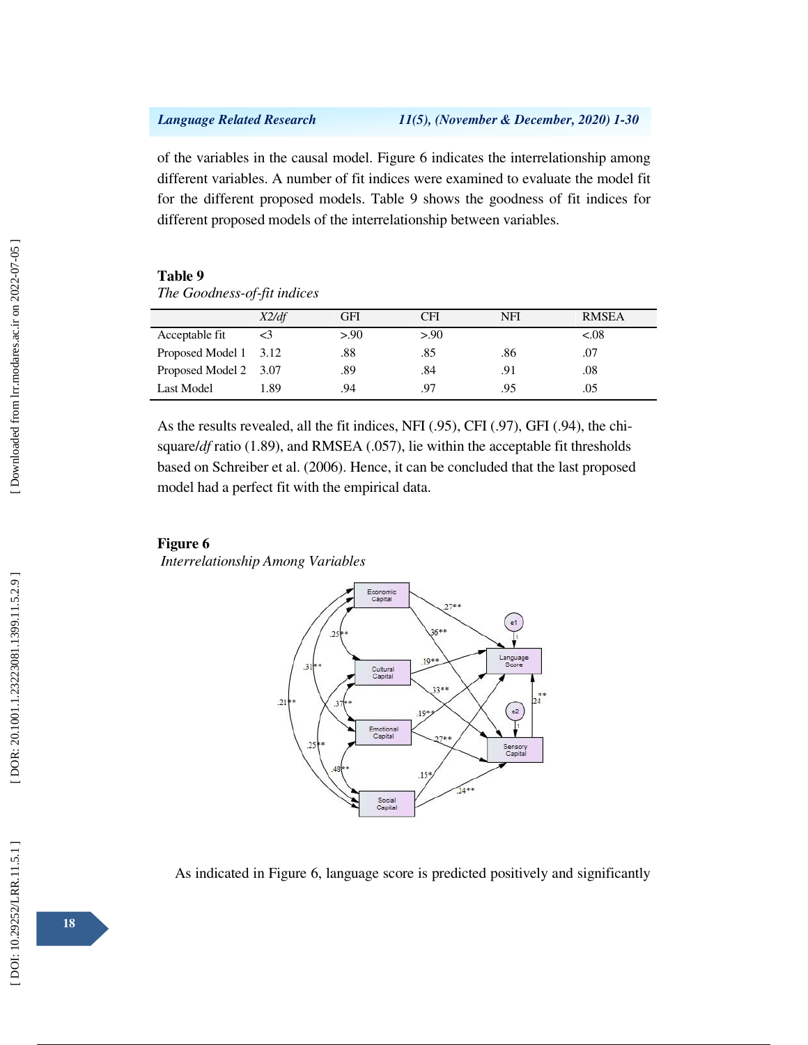of the variables in the causal model. Figure 6 indicates the interrelationship among different variables. A number of fit indices were examined to evaluate the model fit for the different proposed models. Table 9 shows the goodness of fit indices for different proposed models of the interrelationship between variables.

**Table 9**

*The Goodness-of-fit indices*

| | *X2/df* | GFI | CFI | NFI | RMSEA |
|---|---|---|---|---|---|
| Acceptable fit | <3 | >.90 | >.90 | | <.08 |
| Proposed Model 1 | 3.12 | .88 | .85 | .86 | .07 |
| Proposed Model 2 | 3.07 | .89 | .84 | .91 | .08 |
| Last Model | 1.89 | .94 | .97 | .95 | .05 |

As the results revealed, all the fit indices, NFI (.95), CFI (.97), GFI (.94), the chi-square/*df* ratio (1.89), and RMSEA (.057), lie within the acceptable fit thresholds based on Schreiber et al. (2006). Hence, it can be concluded that the last proposed model had a perfect fit with the empirical data.

**Figure 6**

*Interrelationship Among Variables*

As indicated in Figure 6, language score is predicted positively and significantly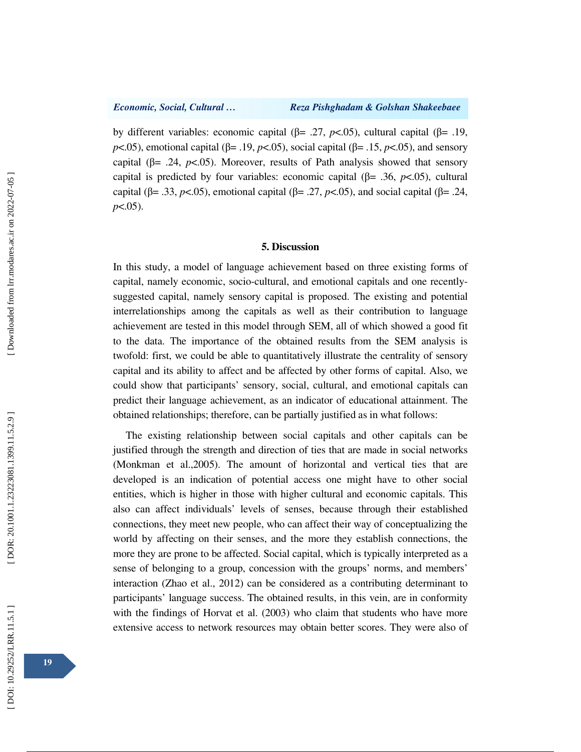by different variables: economic capital (β= .27, $p<.05$), cultural capital (β= .19, $p<.05$), emotional capital (β= .19, $p<.05$), social capital (β= .15, $p<.05$), and sensory capital (β= .24, $p<.05$). Moreover, results of Path analysis showed that sensory capital is predicted by four variables: economic capital (β= .36, $p<.05$), cultural capital (β= .33, $p<.05$), emotional capital (β= .27, $p<.05$), and social capital (β= .24, $p<.05$).

## 5. Discussion

In this study, a model of language achievement based on three existing forms of capital, namely economic, socio-cultural, and emotional capitals and one recently-suggested capital, namely sensory capital is proposed. The existing and potential interrelationships among the capitals as well as their contribution to language achievement are tested in this model through SEM, all of which showed a good fit to the data. The importance of the obtained results from the SEM analysis is twofold: first, we could be able to quantitatively illustrate the centrality of sensory capital and its ability to affect and be affected by other forms of capital. Also, we could show that participants' sensory, social, cultural, and emotional capitals can predict their language achievement, as an indicator of educational attainment. The obtained relationships; therefore, can be partially justified as in what follows:

The existing relationship between social capitals and other capitals can be justified through the strength and direction of ties that are made in social networks (Monkman et al.,2005). The amount of horizontal and vertical ties that are developed is an indication of potential access one might have to other social entities, which is higher in those with higher cultural and economic capitals. This also can affect individuals' levels of senses, because through their established connections, they meet new people, who can affect their way of conceptualizing the world by affecting on their senses, and the more they establish connections, the more they are prone to be affected. Social capital, which is typically interpreted as a sense of belonging to a group, concession with the groups' norms, and members' interaction (Zhao et al., 2012) can be considered as a contributing determinant to participants' language success. The obtained results, in this vein, are in conformity with the findings of Horvat et al. (2003) who claim that students who have more extensive access to network resources may obtain better scores. They were also of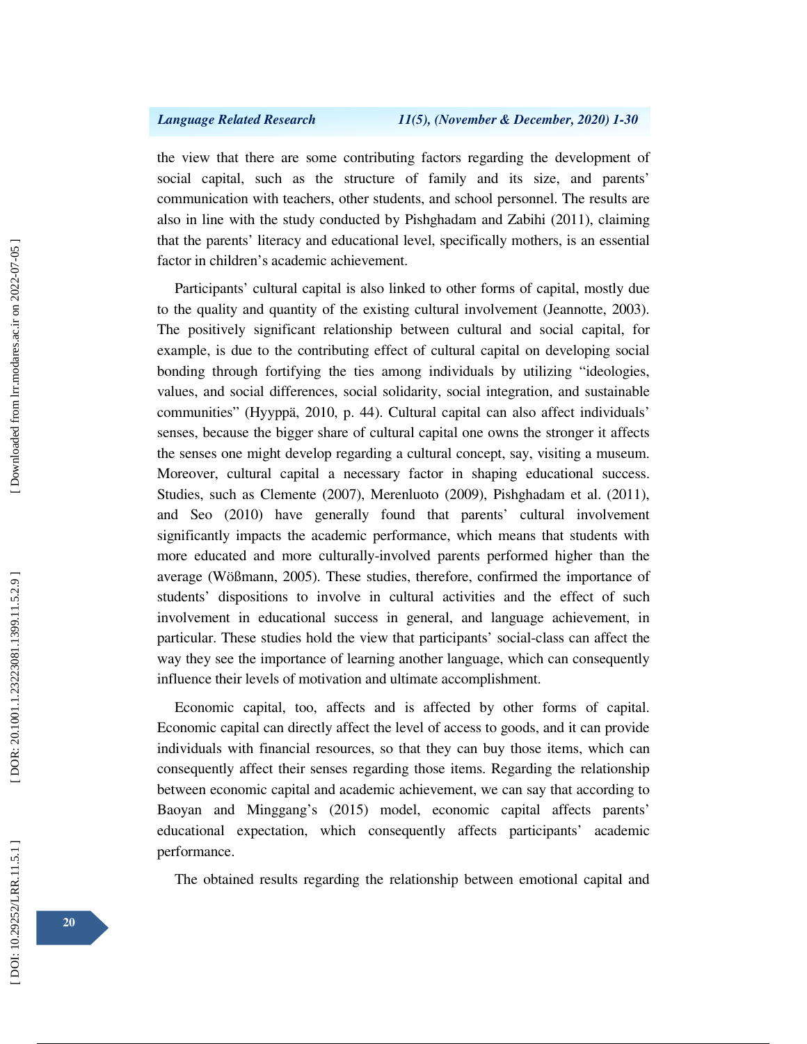the view that there are some contributing factors regarding the development of social capital, such as the structure of family and its size, and parents' communication with teachers, other students, and school personnel. The results are also in line with the study conducted by Pishghadam and Zabihi (2011), claiming that the parents' literacy and educational level, specifically mothers, is an essential factor in children's academic achievement.

Participants' cultural capital is also linked to other forms of capital, mostly due to the quality and quantity of the existing cultural involvement (Jeannotte, 2003). The positively significant relationship between cultural and social capital, for example, is due to the contributing effect of cultural capital on developing social bonding through fortifying the ties among individuals by utilizing "ideologies, values, and social differences, social solidarity, social integration, and sustainable communities" (Hyyppä, 2010, p. 44). Cultural capital can also affect individuals' senses, because the bigger share of cultural capital one owns the stronger it affects the senses one might develop regarding a cultural concept, say, visiting a museum. Moreover, cultural capital a necessary factor in shaping educational success. Studies, such as Clemente (2007), Merenluoto (2009), Pishghadam et al. (2011), and Seo (2010) have generally found that parents' cultural involvement significantly impacts the academic performance, which means that students with more educated and more culturally-involved parents performed higher than the average (Wößmann, 2005). These studies, therefore, confirmed the importance of students' dispositions to involve in cultural activities and the effect of such involvement in educational success in general, and language achievement, in particular. These studies hold the view that participants' social-class can affect the way they see the importance of learning another language, which can consequently influence their levels of motivation and ultimate accomplishment.

Economic capital, too, affects and is affected by other forms of capital. Economic capital can directly affect the level of access to goods, and it can provide individuals with financial resources, so that they can buy those items, which can consequently affect their senses regarding those items. Regarding the relationship between economic capital and academic achievement, we can say that according to Baoyan and Minggang's (2015) model, economic capital affects parents' educational expectation, which consequently affects participants' academic performance.

The obtained results regarding the relationship between emotional capital and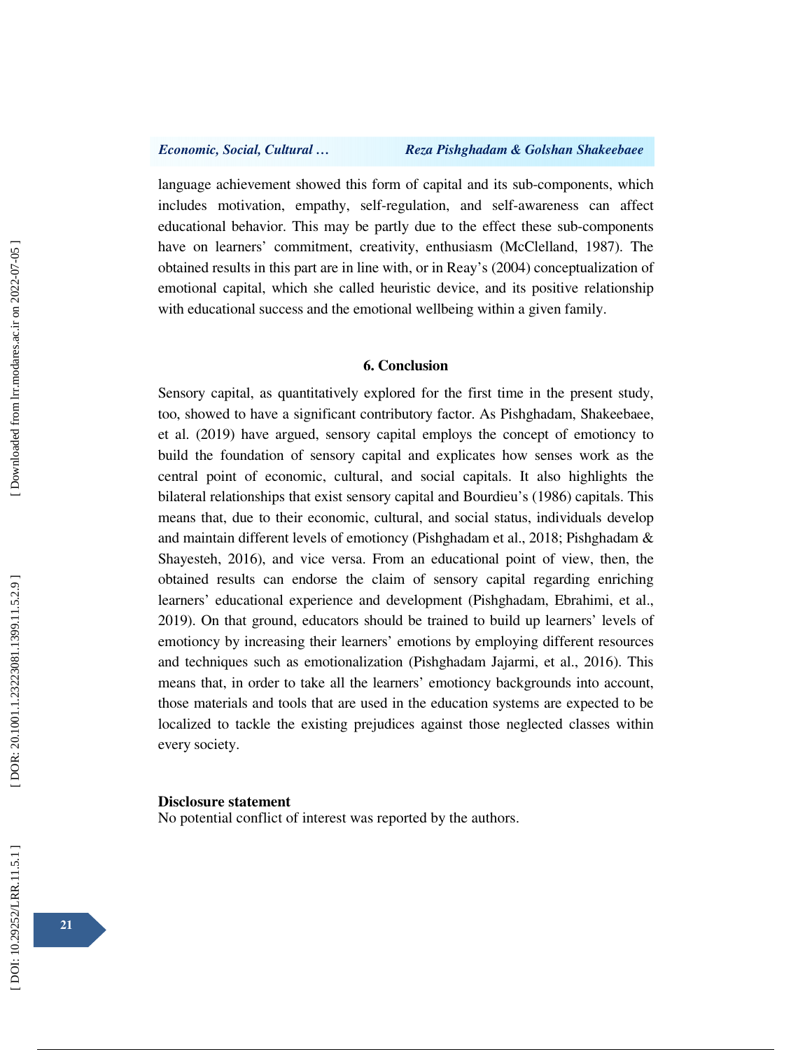language achievement showed this form of capital and its sub-components, which includes motivation, empathy, self-regulation, and self-awareness can affect educational behavior. This may be partly due to the effect these sub-components have on learners' commitment, creativity, enthusiasm (McClelland, 1987). The obtained results in this part are in line with, or in Reay's (2004) conceptualization of emotional capital, which she called heuristic device, and its positive relationship with educational success and the emotional wellbeing within a given family.

## 6. Conclusion

Sensory capital, as quantitatively explored for the first time in the present study, too, showed to have a significant contributory factor. As Pishghadam, Shakeebaee, et al. (2019) have argued, sensory capital employs the concept of emotioncy to build the foundation of sensory capital and explicates how senses work as the central point of economic, cultural, and social capitals. It also highlights the bilateral relationships that exist sensory capital and Bourdieu's (1986) capitals. This means that, due to their economic, cultural, and social status, individuals develop and maintain different levels of emotioncy (Pishghadam et al., 2018; Pishghadam & Shayesteh, 2016), and vice versa. From an educational point of view, then, the obtained results can endorse the claim of sensory capital regarding enriching learners' educational experience and development (Pishghadam, Ebrahimi, et al., 2019). On that ground, educators should be trained to build up learners' levels of emotioncy by increasing their learners' emotions by employing different resources and techniques such as emotionalization (Pishghadam Jajarmi, et al., 2016). This means that, in order to take all the learners' emotioncy backgrounds into account, those materials and tools that are used in the education systems are expected to be localized to tackle the existing prejudices against those neglected classes within every society.

**Disclosure statement**

No potential conflict of interest was reported by the authors.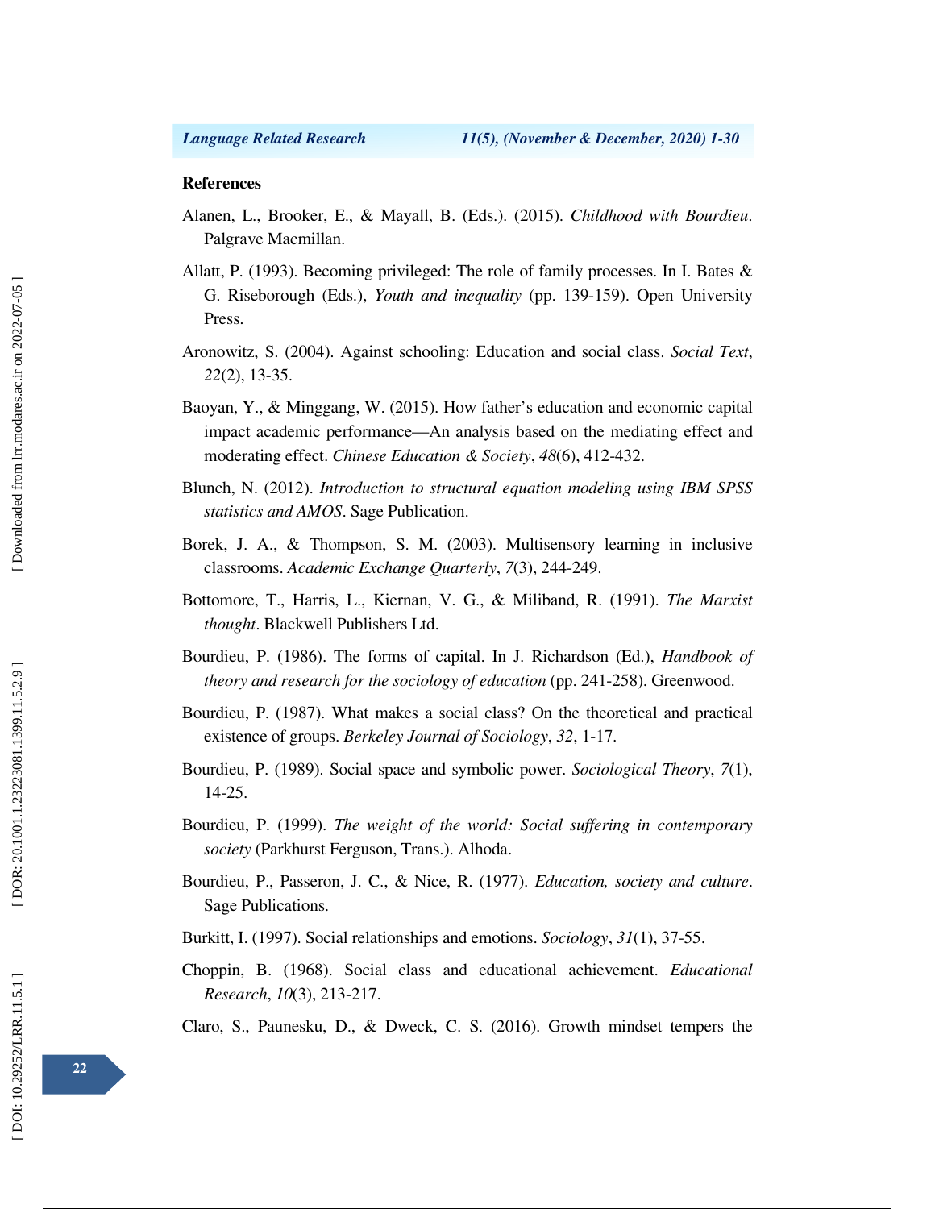## References

Alanen, L., Brooker, E., & Mayall, B. (Eds.). (2015). *Childhood with Bourdieu*. Palgrave Macmillan.

Allatt, P. (1993). Becoming privileged: The role of family processes. In I. Bates & G. Riseborough (Eds.), *Youth and inequality* (pp. 139-159). Open University Press.

Aronowitz, S. (2004). Against schooling: Education and social class. *Social Text*, *22*(2), 13-35.

Baoyan, Y., & Minggang, W. (2015). How father's education and economic capital impact academic performance—An analysis based on the mediating effect and moderating effect. *Chinese Education & Society*, *48*(6), 412-432.

Blunch, N. (2012). *Introduction to structural equation modeling using IBM SPSS statistics and AMOS*. Sage Publication.

Borek, J. A., & Thompson, S. M. (2003). Multisensory learning in inclusive classrooms. *Academic Exchange Quarterly*, *7*(3), 244-249.

Bottomore, T., Harris, L., Kiernan, V. G., & Miliband, R. (1991). *The Marxist thought*. Blackwell Publishers Ltd.

Bourdieu, P. (1986). The forms of capital. In J. Richardson (Ed.), *Handbook of theory and research for the sociology of education* (pp. 241-258). Greenwood.

Bourdieu, P. (1987). What makes a social class? On the theoretical and practical existence of groups. *Berkeley Journal of Sociology*, *32*, 1-17.

Bourdieu, P. (1989). Social space and symbolic power. *Sociological Theory*, *7*(1), 14-25.

Bourdieu, P. (1999). *The weight of the world: Social suffering in contemporary society* (Parkhurst Ferguson, Trans.). Alhoda.

Bourdieu, P., Passeron, J. C., & Nice, R. (1977). *Education, society and culture*. Sage Publications.

Burkitt, I. (1997). Social relationships and emotions. *Sociology*, *31*(1), 37-55.

Choppin, B. (1968). Social class and educational achievement. *Educational Research*, *10*(3), 213-217.

Claro, S., Paunesku, D., & Dweck, C. S. (2016). Growth mindset tempers the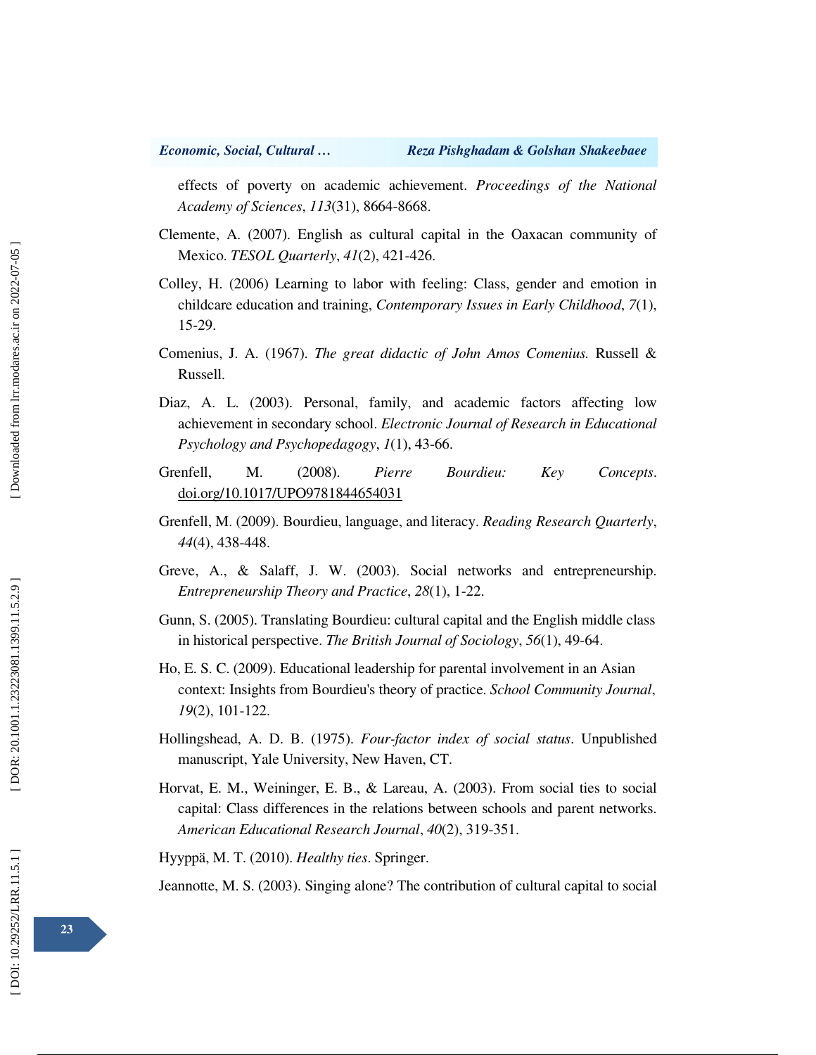effects of poverty on academic achievement. *Proceedings of the National Academy of Sciences*, *113*(31), 8664-8668.

Clemente, A. (2007). English as cultural capital in the Oaxacan community of Mexico. *TESOL Quarterly*, *41*(2), 421-426.

Colley, H. (2006) Learning to labor with feeling: Class, gender and emotion in childcare education and training, *Contemporary Issues in Early Childhood*, *7*(1), 15-29.

Comenius, J. A. (1967). *The great didactic of John Amos Comenius.* Russell & Russell.

Diaz, A. L. (2003). Personal, family, and academic factors affecting low achievement in secondary school. *Electronic Journal of Research in Educational Psychology and Psychopedagogy*, *1*(1), 43-66.

Grenfell, M. (2008). *Pierre Bourdieu: Key Concepts*. doi.org/10.1017/UPO9781844654031

Grenfell, M. (2009). Bourdieu, language, and literacy. *Reading Research Quarterly*, *44*(4), 438-448.

Greve, A., & Salaff, J. W. (2003). Social networks and entrepreneurship. *Entrepreneurship Theory and Practice*, *28*(1), 1-22.

Gunn, S. (2005). Translating Bourdieu: cultural capital and the English middle class in historical perspective. *The British Journal of Sociology*, *56*(1), 49-64.

Ho, E. S. C. (2009). Educational leadership for parental involvement in an Asian context: Insights from Bourdieu's theory of practice. *School Community Journal*, *19*(2), 101-122.

Hollingshead, A. D. B. (1975). *Four-factor index of social status*. Unpublished manuscript, Yale University, New Haven, CT.

Horvat, E. M., Weininger, E. B., & Lareau, A. (2003). From social ties to social capital: Class differences in the relations between schools and parent networks. *American Educational Research Journal*, *40*(2), 319-351.

Hyyppä, M. T. (2010). *Healthy ties.* Springer.

Jeannotte, M. S. (2003). Singing alone? The contribution of cultural capital to social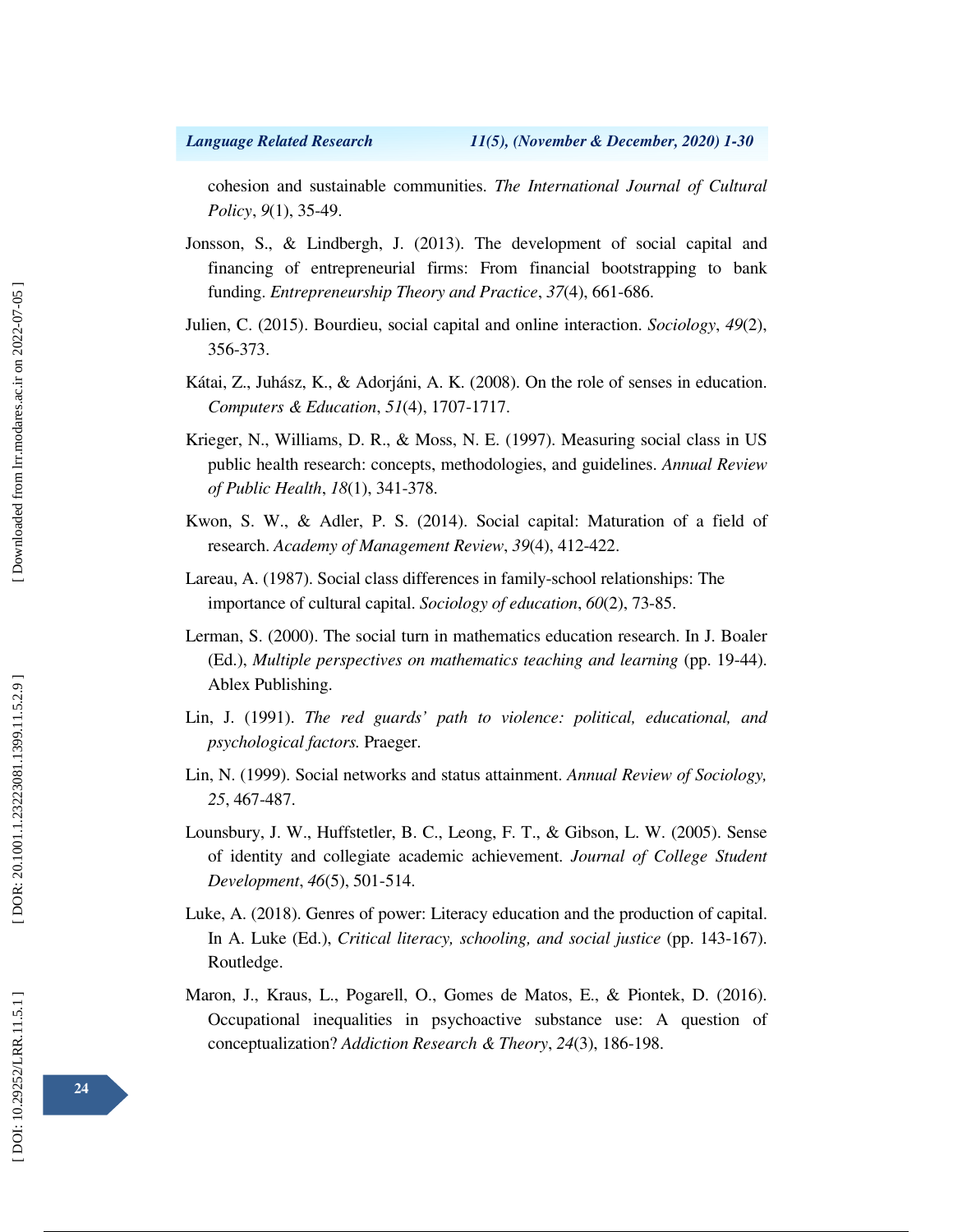cohesion and sustainable communities. *The International Journal of Cultural Policy*, *9*(1), 35-49.

Jonsson, S., & Lindbergh, J. (2013). The development of social capital and financing of entrepreneurial firms: From financial bootstrapping to bank funding. *Entrepreneurship Theory and Practice*, *37*(4), 661-686.

Julien, C. (2015). Bourdieu, social capital and online interaction. *Sociology*, *49*(2), 356-373.

Kátai, Z., Juhász, K., & Adorjáni, A. K. (2008). On the role of senses in education. *Computers & Education*, *51*(4), 1707-1717.

Krieger, N., Williams, D. R., & Moss, N. E. (1997). Measuring social class in US public health research: concepts, methodologies, and guidelines. *Annual Review of Public Health*, *18*(1), 341-378.

Kwon, S. W., & Adler, P. S. (2014). Social capital: Maturation of a field of research. *Academy of Management Review*, *39*(4), 412-422.

Lareau, A. (1987). Social class differences in family-school relationships: The importance of cultural capital. *Sociology of education*, *60*(2), 73-85.

Lerman, S. (2000). The social turn in mathematics education research. In J. Boaler (Ed.), *Multiple perspectives on mathematics teaching and learning* (pp. 19-44). Ablex Publishing.

Lin, J. (1991). *The red guards' path to violence: political, educational, and psychological factors.* Praeger.

Lin, N. (1999). Social networks and status attainment. *Annual Review of Sociology, 25*, 467-487.

Lounsbury, J. W., Huffstetler, B. C., Leong, F. T., & Gibson, L. W. (2005). Sense of identity and collegiate academic achievement. *Journal of College Student Development*, *46*(5), 501-514.

Luke, A. (2018). Genres of power: Literacy education and the production of capital. In A. Luke (Ed.), *Critical literacy, schooling, and social justice* (pp. 143-167). Routledge.

Maron, J., Kraus, L., Pogarell, O., Gomes de Matos, E., & Piontek, D. (2016). Occupational inequalities in psychoactive substance use: A question of conceptualization? *Addiction Research & Theory*, *24*(3), 186-198.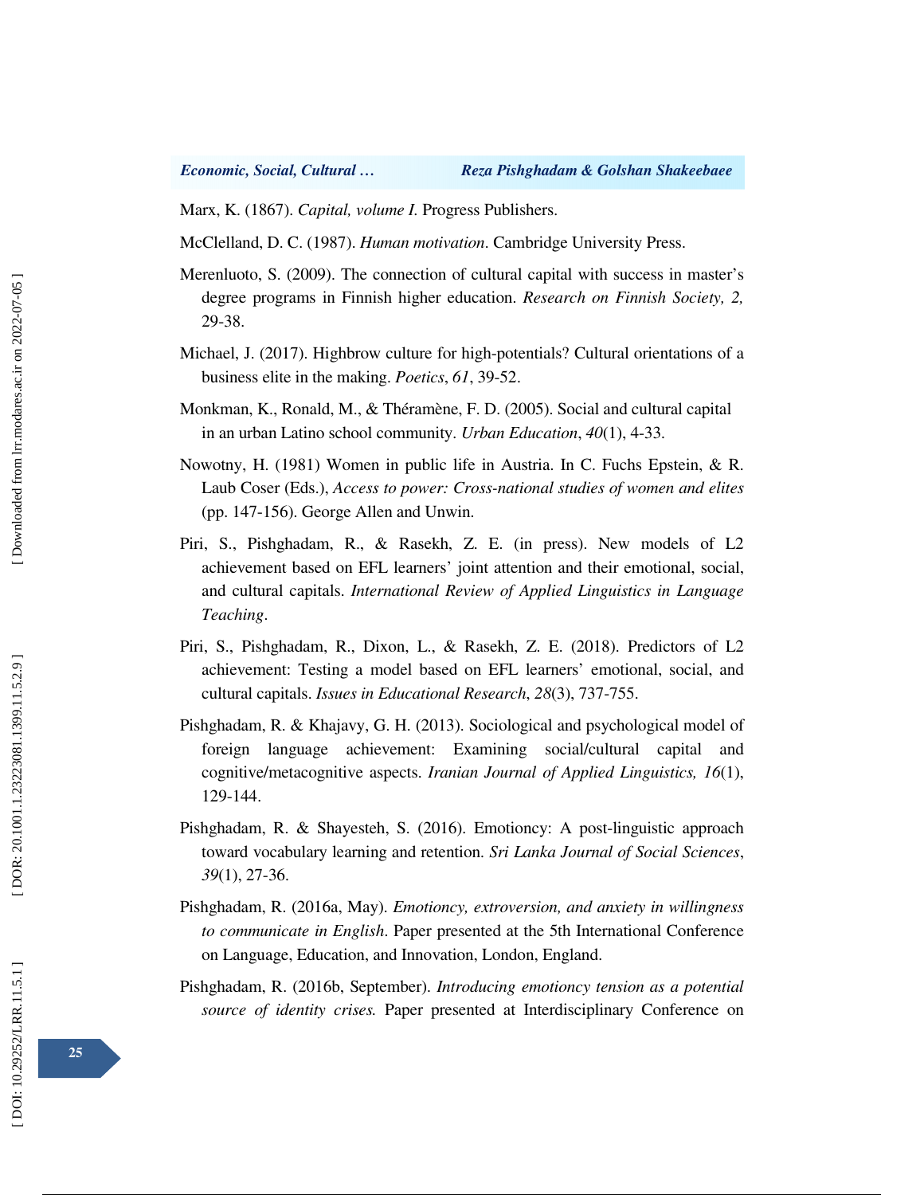Marx, K. (1867). *Capital, volume I.* Progress Publishers.

McClelland, D. C. (1987). *Human motivation*. Cambridge University Press.

Merenluoto, S. (2009). The connection of cultural capital with success in master's degree programs in Finnish higher education. *Research on Finnish Society, 2,* 29-38.

Michael, J. (2017). Highbrow culture for high-potentials? Cultural orientations of a business elite in the making. *Poetics*, *61*, 39-52.

Monkman, K., Ronald, M., & Théramène, F. D. (2005). Social and cultural capital in an urban Latino school community. *Urban Education*, *40*(1), 4-33.

Nowotny, H. (1981) Women in public life in Austria. In C. Fuchs Epstein, & R. Laub Coser (Eds.), *Access to power: Cross-national studies of women and elites* (pp. 147-156). George Allen and Unwin.

Piri, S., Pishghadam, R., & Rasekh, Z. E. (in press). New models of L2 achievement based on EFL learners' joint attention and their emotional, social, and cultural capitals. *International Review of Applied Linguistics in Language Teaching*.

Piri, S., Pishghadam, R., Dixon, L., & Rasekh, Z. E. (2018). Predictors of L2 achievement: Testing a model based on EFL learners' emotional, social, and cultural capitals. *Issues in Educational Research*, *28*(3), 737-755.

Pishghadam, R. & Khajavy, G. H. (2013). Sociological and psychological model of foreign language achievement: Examining social/cultural capital and cognitive/metacognitive aspects. *Iranian Journal of Applied Linguistics, 16*(1), 129-144.

Pishghadam, R. & Shayesteh, S. (2016). Emotioncy: A post-linguistic approach toward vocabulary learning and retention. *Sri Lanka Journal of Social Sciences*, *39*(1), 27-36.

Pishghadam, R. (2016a, May). *Emotioncy, extroversion, and anxiety in willingness to communicate in English*. Paper presented at the 5th International Conference on Language, Education, and Innovation, London, England.

Pishghadam, R. (2016b, September). *Introducing emotioncy tension as a potential source of identity crises.* Paper presented at Interdisciplinary Conference on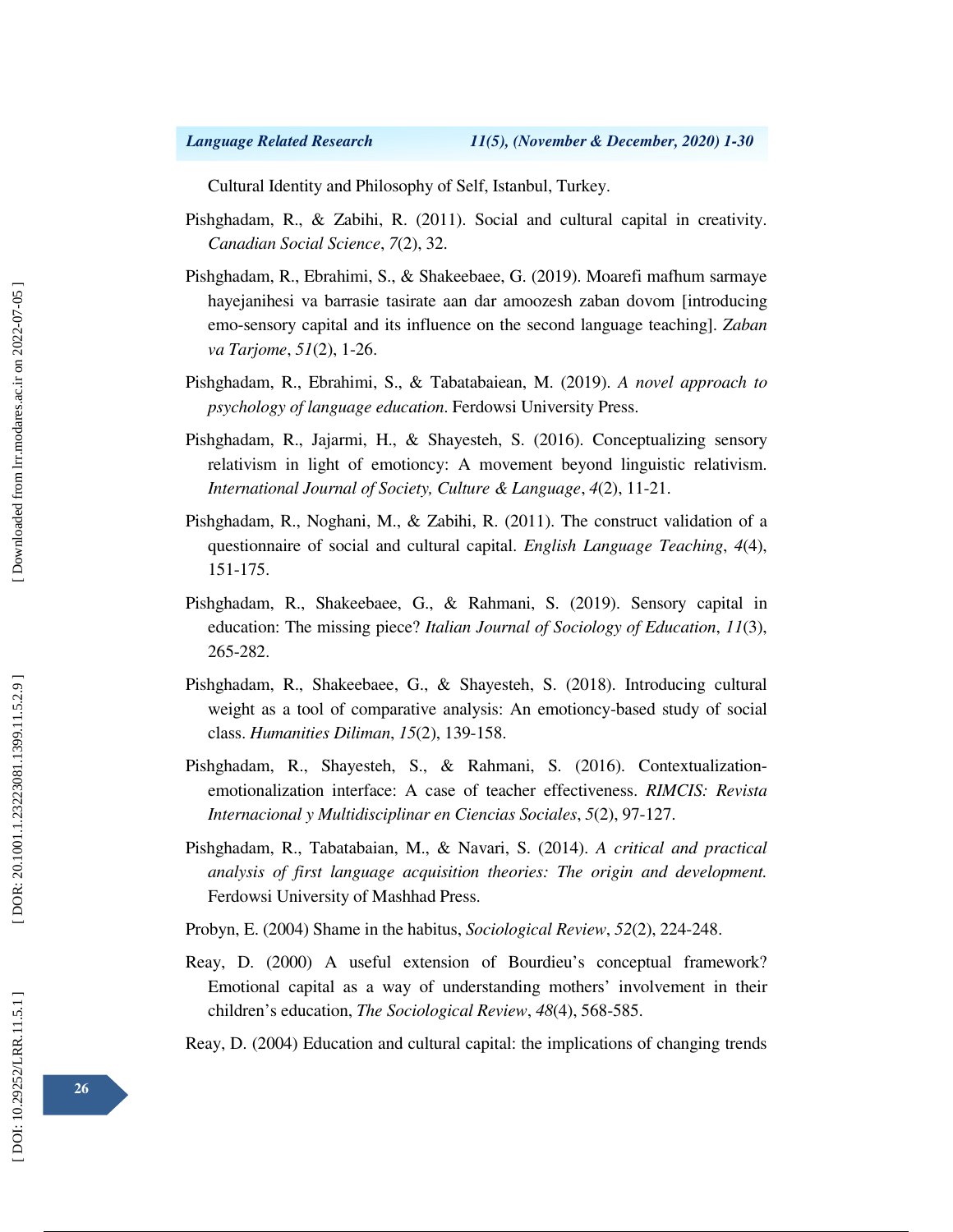Cultural Identity and Philosophy of Self, Istanbul, Turkey.

Pishghadam, R., & Zabihi, R. (2011). Social and cultural capital in creativity. *Canadian Social Science*, *7*(2), 32.

Pishghadam, R., Ebrahimi, S., & Shakeebaee, G. (2019). Moarefi mafhum sarmaye hayejanihesi va barrasie tasirate aan dar amoozesh zaban dovom [introducing emo-sensory capital and its influence on the second language teaching]. *Zaban va Tarjome*, *51*(2), 1-26.

Pishghadam, R., Ebrahimi, S., & Tabatabaiean, M. (2019). *A novel approach to psychology of language education*. Ferdowsi University Press.

Pishghadam, R., Jajarmi, H., & Shayesteh, S. (2016). Conceptualizing sensory relativism in light of emotioncy: A movement beyond linguistic relativism. *International Journal of Society, Culture & Language*, *4*(2), 11-21.

Pishghadam, R., Noghani, M., & Zabihi, R. (2011). The construct validation of a questionnaire of social and cultural capital. *English Language Teaching*, *4*(4), 151-175.

Pishghadam, R., Shakeebaee, G., & Rahmani, S. (2019). Sensory capital in education: The missing piece? *Italian Journal of Sociology of Education*, *11*(3), 265-282.

Pishghadam, R., Shakeebaee, G., & Shayesteh, S. (2018). Introducing cultural weight as a tool of comparative analysis: An emotioncy-based study of social class. *Humanities Diliman*, *15*(2), 139-158.

Pishghadam, R., Shayesteh, S., & Rahmani, S. (2016). Contextualization-emotionalization interface: A case of teacher effectiveness. *RIMCIS: Revista Internacional y Multidisciplinar en Ciencias Sociales*, *5*(2), 97-127.

Pishghadam, R., Tabatabaian, M., & Navari, S. (2014). *A critical and practical analysis of first language acquisition theories: The origin and development.* Ferdowsi University of Mashhad Press.

Probyn, E. (2004) Shame in the habitus, *Sociological Review*, *52*(2), 224-248.

Reay, D. (2000) A useful extension of Bourdieu's conceptual framework? Emotional capital as a way of understanding mothers' involvement in their children's education, *The Sociological Review*, *48*(4), 568-585.

Reay, D. (2004) Education and cultural capital: the implications of changing trends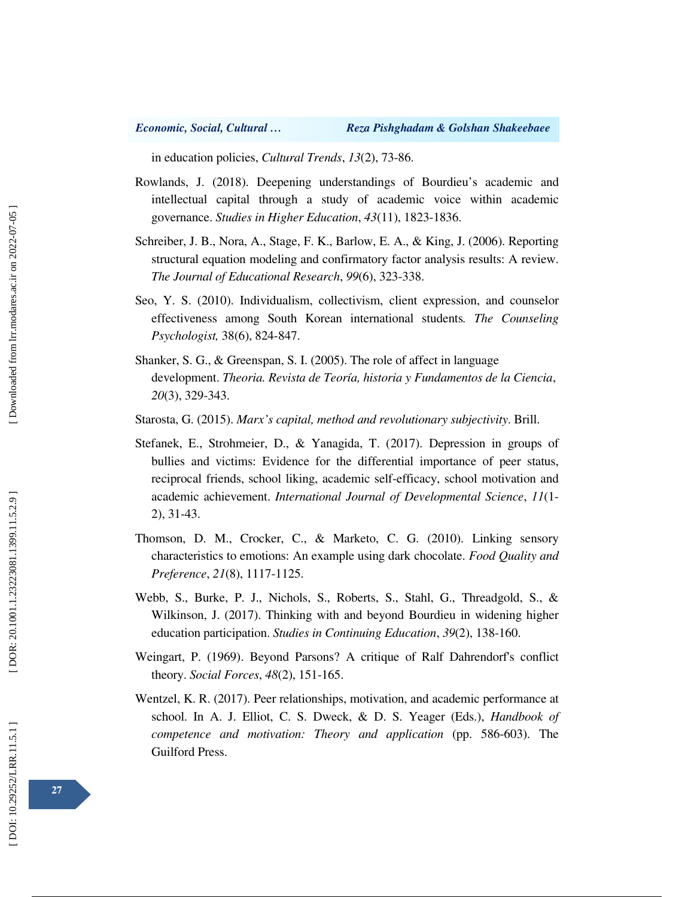in education policies, *Cultural Trends*, *13*(2), 73-86.

Rowlands, J. (2018). Deepening understandings of Bourdieu's academic and intellectual capital through a study of academic voice within academic governance. *Studies in Higher Education*, *43*(11), 1823-1836.

Schreiber, J. B., Nora, A., Stage, F. K., Barlow, E. A., & King, J. (2006). Reporting structural equation modeling and confirmatory factor analysis results: A review. *The Journal of Educational Research*, *99*(6), 323-338.

Seo, Y. S. (2010). Individualism, collectivism, client expression, and counselor effectiveness among South Korean international students*. The Counseling Psychologist,* 38(6), 824-847.

Shanker, S. G., & Greenspan, S. I. (2005). The role of affect in language development. *Theoria. Revista de Teoría, historia y Fundamentos de la Ciencia*, *20*(3), 329-343.

Starosta, G. (2015). *Marx's capital, method and revolutionary subjectivity*. Brill.

Stefanek, E., Strohmeier, D., & Yanagida, T. (2017). Depression in groups of bullies and victims: Evidence for the differential importance of peer status, reciprocal friends, school liking, academic self-efficacy, school motivation and academic achievement. *International Journal of Developmental Science*, *11*(1-2), 31-43.

Thomson, D. M., Crocker, C., & Marketo, C. G. (2010). Linking sensory characteristics to emotions: An example using dark chocolate. *Food Quality and Preference*, *21*(8), 1117-1125.

Webb, S., Burke, P. J., Nichols, S., Roberts, S., Stahl, G., Threadgold, S., & Wilkinson, J. (2017). Thinking with and beyond Bourdieu in widening higher education participation. *Studies in Continuing Education*, *39*(2), 138-160.

Weingart, P. (1969). Beyond Parsons? A critique of Ralf Dahrendorf's conflict theory. *Social Forces*, *48*(2), 151-165.

Wentzel, K. R. (2017). Peer relationships, motivation, and academic performance at school. In A. J. Elliot, C. S. Dweck, & D. S. Yeager (Eds.), *Handbook of competence and motivation: Theory and application* (pp. 586-603). The Guilford Press.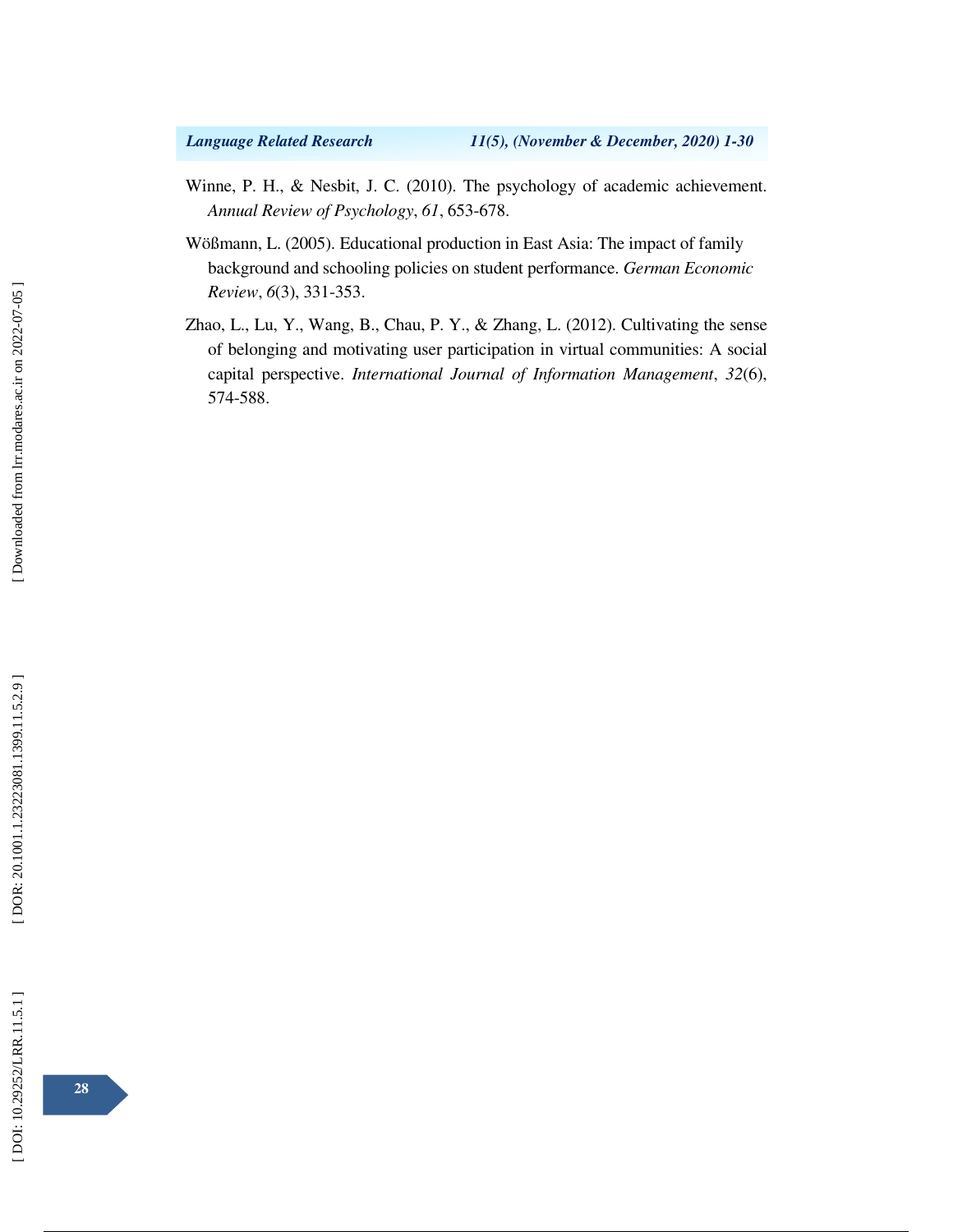Winne, P. H., & Nesbit, J. C. (2010). The psychology of academic achievement. *Annual Review of Psychology*, *61*, 653-678.

Wößmann, L. (2005). Educational production in East Asia: The impact of family background and schooling policies on student performance. *German Economic Review*, *6*(3), 331-353.

Zhao, L., Lu, Y., Wang, B., Chau, P. Y., & Zhang, L. (2012). Cultivating the sense of belonging and motivating user participation in virtual communities: A social capital perspective. *International Journal of Information Management*, *32*(6), 574-588.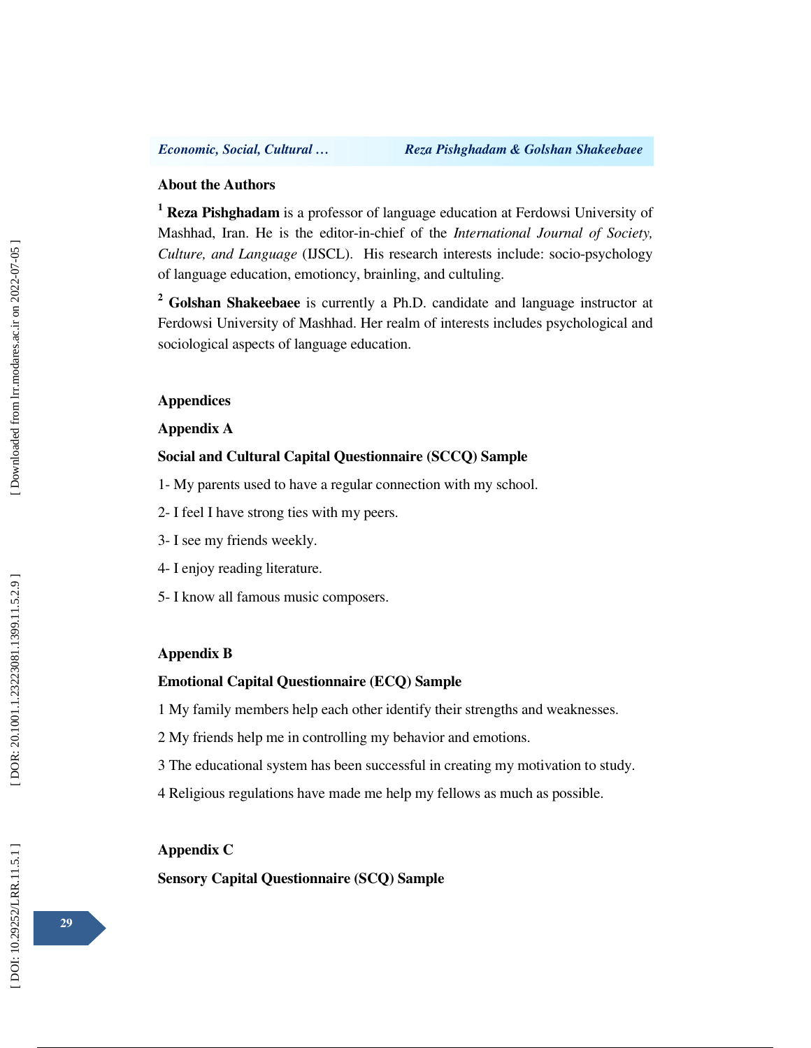## About the Authors

[1] **Reza Pishghadam** is a professor of language education at Ferdowsi University of Mashhad, Iran. He is the editor-in-chief of the *International Journal of Society, Culture, and Language* (IJSCL). His research interests include: socio-psychology of language education, emotioncy, brainling, and cultuling.

[2] **Golshan Shakeebaee** is currently a Ph.D. candidate and language instructor at Ferdowsi University of Mashhad. Her realm of interests includes psychological and sociological aspects of language education.

## Appendices

### Appendix A

**Social and Cultural Capital Questionnaire (SCCQ) Sample**

1- My parents used to have a regular connection with my school.

2- I feel I have strong ties with my peers.

3- I see my friends weekly.

4- I enjoy reading literature.

5- I know all famous music composers.

### Appendix B

**Emotional Capital Questionnaire (ECQ) Sample**

1 My family members help each other identify their strengths and weaknesses.

2 My friends help me in controlling my behavior and emotions.

3 The educational system has been successful in creating my motivation to study.

4 Religious regulations have made me help my fellows as much as possible.

### Appendix C

**Sensory Capital Questionnaire (SCQ) Sample**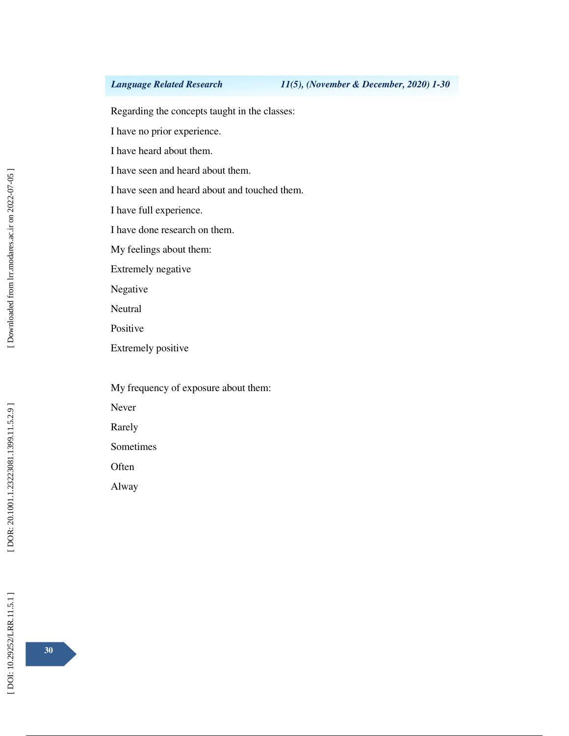Regarding the concepts taught in the classes:

I have no prior experience.

I have heard about them.

I have seen and heard about them.

I have seen and heard about and touched them.

I have full experience.

I have done research on them.

My feelings about them:

Extremely negative

Negative

Neutral

Positive

Extremely positive

My frequency of exposure about them:

Never

Rarely

Sometimes

Often

Alway